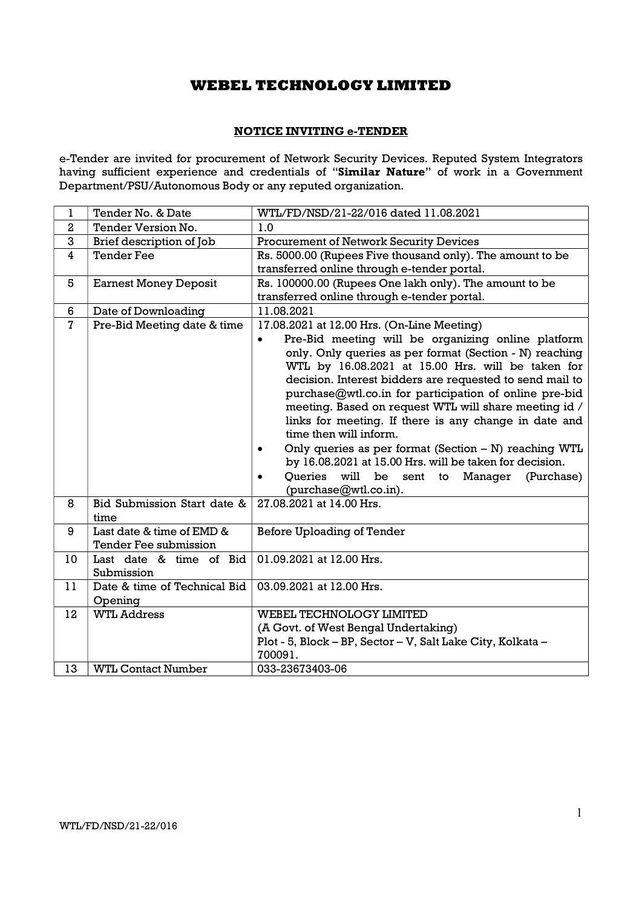# WEBEL TECHNOLOGY LIMITED

## NOTICE INVITING e-TENDER

e-Tender are invited for procurement of Network Security Devices. Reputed System Integrators having sufficient experience and credentials of "**Similar Nature**" of work in a Government Department/PSU/Autonomous Body or any reputed organization.

| | | |
|---|---|---|
| 1 | Tender No. & Date | WTL/FD/NSD/21-22/016 dated 11.08.2021 |
| 2 | Tender Version No. | 1.0 |
| 3 | Brief description of Job | Procurement of Network Security Devices |
| 4 | Tender Fee | Rs. 5000.00 (Rupees Five thousand only). The amount to be transferred online through e-tender portal. |
| 5 | Earnest Money Deposit | Rs. 100000.00 (Rupees One lakh only). The amount to be transferred online through e-tender portal. |
| 6 | Date of Downloading | 11.08.2021 |
| 7 | Pre-Bid Meeting date & time | 17.08.2021 at 12.00 Hrs. (On-Line Meeting)<br>• Pre-Bid meeting will be organizing online platform only. Only queries as per format (Section - N) reaching WTL by 16.08.2021 at 15.00 Hrs. will be taken for decision. Interest bidders are requested to send mail to purchase@wtl.co.in for participation of online pre-bid meeting. Based on request WTL will share meeting id / links for meeting. If there is any change in date and time then will inform.<br>• Only queries as per format (Section – N) reaching WTL by 16.08.2021 at 15.00 Hrs. will be taken for decision.<br>• Queries will be sent to Manager (Purchase) (purchase@wtl.co.in). |
| 8 | Bid Submission Start date & time | 27.08.2021 at 14.00 Hrs. |
| 9 | Last date & time of EMD & Tender Fee submission | Before Uploading of Tender |
| 10 | Last date & time of Bid Submission | 01.09.2021 at 12.00 Hrs. |
| 11 | Date & time of Technical Bid Opening | 03.09.2021 at 12.00 Hrs. |
| 12 | WTL Address | WEBEL TECHNOLOGY LIMITED<br>(A Govt. of West Bengal Undertaking)<br>Plot - 5, Block – BP, Sector – V, Salt Lake City, Kolkata – 700091. |
| 13 | WTL Contact Number | 033-23673403-06 |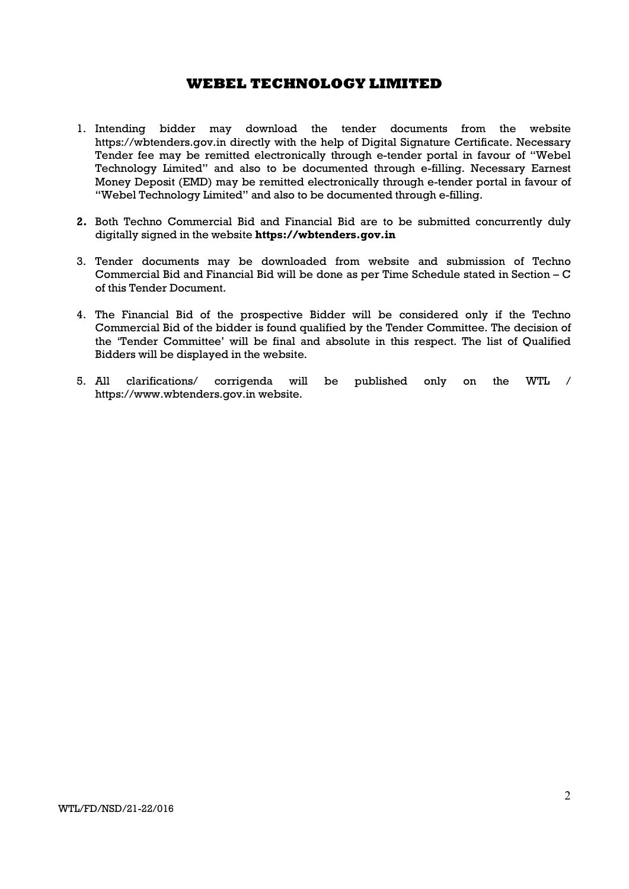# WEBEL TECHNOLOGY LIMITED

1. Intending bidder may download the tender documents from the website https://wbtenders.gov.in directly with the help of Digital Signature Certificate. Necessary Tender fee may be remitted electronically through e-tender portal in favour of "Webel Technology Limited" and also to be documented through e-filling. Necessary Earnest Money Deposit (EMD) may be remitted electronically through e-tender portal in favour of "Webel Technology Limited" and also to be documented through e-filling.

2. Both Techno Commercial Bid and Financial Bid are to be submitted concurrently duly digitally signed in the website **https://wbtenders.gov.in**

3. Tender documents may be downloaded from website and submission of Techno Commercial Bid and Financial Bid will be done as per Time Schedule stated in Section – C of this Tender Document.

4. The Financial Bid of the prospective Bidder will be considered only if the Techno Commercial Bid of the bidder is found qualified by the Tender Committee. The decision of the 'Tender Committee' will be final and absolute in this respect. The list of Qualified Bidders will be displayed in the website.

5. All clarifications/ corrigenda will be published only on the WTL / https://www.wbtenders.gov.in website.

WTL/FD/NSD/21-22/016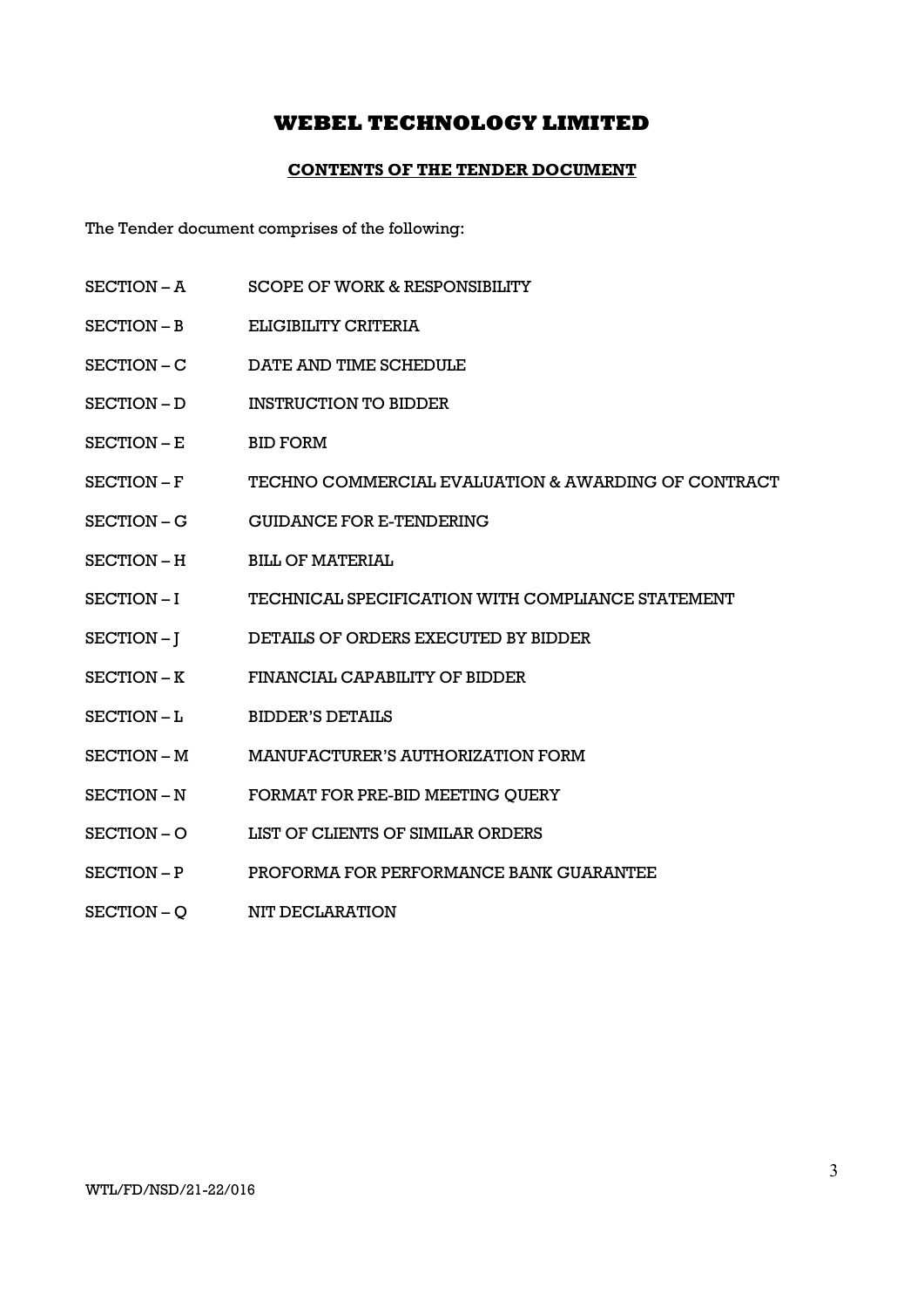# WEBEL TECHNOLOGY LIMITED

## CONTENTS OF THE TENDER DOCUMENT

The Tender document comprises of the following:

| | |
|---|---|
| SECTION – A | SCOPE OF WORK & RESPONSIBILITY |
| SECTION – B | ELIGIBILITY CRITERIA |
| SECTION – C | DATE AND TIME SCHEDULE |
| SECTION – D | INSTRUCTION TO BIDDER |
| SECTION – E | BID FORM |
| SECTION – F | TECHNO COMMERCIAL EVALUATION & AWARDING OF CONTRACT |
| SECTION – G | GUIDANCE FOR E-TENDERING |
| SECTION – H | BILL OF MATERIAL |
| SECTION – I | TECHNICAL SPECIFICATION WITH COMPLIANCE STATEMENT |
| SECTION – J | DETAILS OF ORDERS EXECUTED BY BIDDER |
| SECTION – K | FINANCIAL CAPABILITY OF BIDDER |
| SECTION – L | BIDDER'S DETAILS |
| SECTION – M | MANUFACTURER'S AUTHORIZATION FORM |
| SECTION – N | FORMAT FOR PRE-BID MEETING QUERY |
| SECTION – O | LIST OF CLIENTS OF SIMILAR ORDERS |
| SECTION – P | PROFORMA FOR PERFORMANCE BANK GUARANTEE |
| SECTION – Q | NIT DECLARATION |

WTL/FD/NSD/21-22/016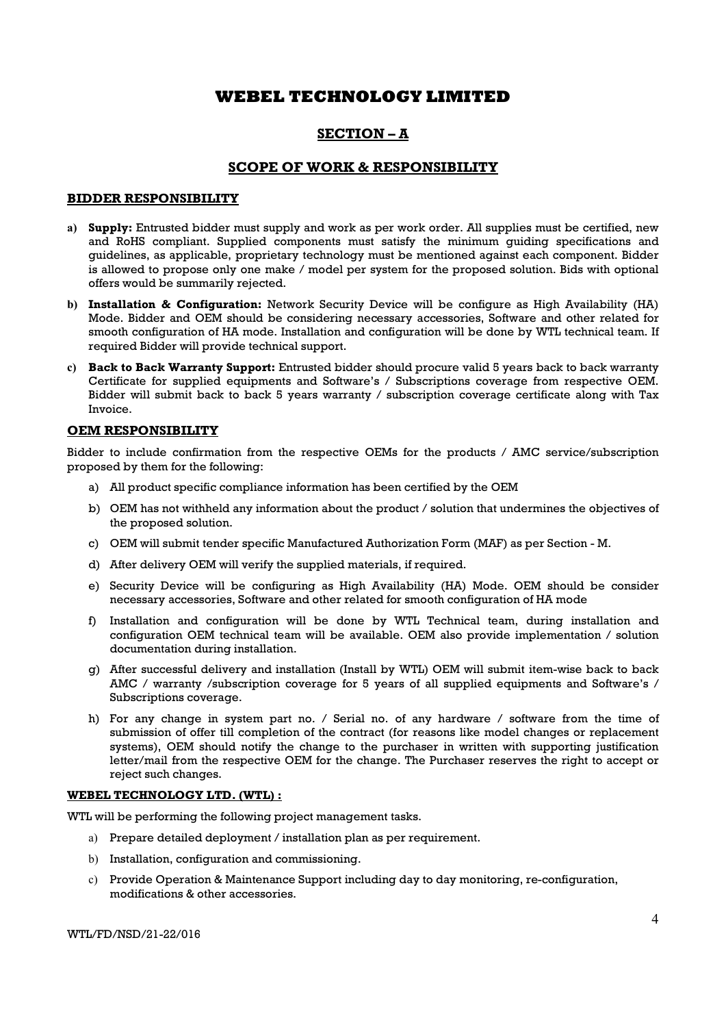# WEBEL TECHNOLOGY LIMITED

## SECTION – A

## SCOPE OF WORK & RESPONSIBILITY

### BIDDER RESPONSIBILITY

**a) Supply:** Entrusted bidder must supply and work as per work order. All supplies must be certified, new and RoHS compliant. Supplied components must satisfy the minimum guiding specifications and guidelines, as applicable, proprietary technology must be mentioned against each component. Bidder is allowed to propose only one make / model per system for the proposed solution. Bids with optional offers would be summarily rejected.

**b) Installation & Configuration:** Network Security Device will be configure as High Availability (HA) Mode. Bidder and OEM should be considering necessary accessories, Software and other related for smooth configuration of HA mode. Installation and configuration will be done by WTL technical team. If required Bidder will provide technical support.

**c) Back to Back Warranty Support:** Entrusted bidder should procure valid 5 years back to back warranty Certificate for supplied equipments and Software's / Subscriptions coverage from respective OEM. Bidder will submit back to back 5 years warranty / subscription coverage certificate along with Tax Invoice.

### OEM RESPONSIBILITY

Bidder to include confirmation from the respective OEMs for the products / AMC service/subscription proposed by them for the following:

a) All product specific compliance information has been certified by the OEM

b) OEM has not withheld any information about the product / solution that undermines the objectives of the proposed solution.

c) OEM will submit tender specific Manufactured Authorization Form (MAF) as per Section - M.

d) After delivery OEM will verify the supplied materials, if required.

e) Security Device will be configuring as High Availability (HA) Mode. OEM should be consider necessary accessories, Software and other related for smooth configuration of HA mode

f) Installation and configuration will be done by WTL Technical team, during installation and configuration OEM technical team will be available. OEM also provide implementation / solution documentation during installation.

g) After successful delivery and installation (Install by WTL) OEM will submit item-wise back to back AMC / warranty /subscription coverage for 5 years of all supplied equipments and Software's / Subscriptions coverage.

h) For any change in system part no. / Serial no. of any hardware / software from the time of submission of offer till completion of the contract (for reasons like model changes or replacement systems), OEM should notify the change to the purchaser in written with supporting justification letter/mail from the respective OEM for the change. The Purchaser reserves the right to accept or reject such changes.

### WEBEL TECHNOLOGY LTD. (WTL) :

WTL will be performing the following project management tasks.

a) Prepare detailed deployment / installation plan as per requirement.

b) Installation, configuration and commissioning.

c) Provide Operation & Maintenance Support including day to day monitoring, re-configuration, modifications & other accessories.

WTL/FD/NSD/21-22/016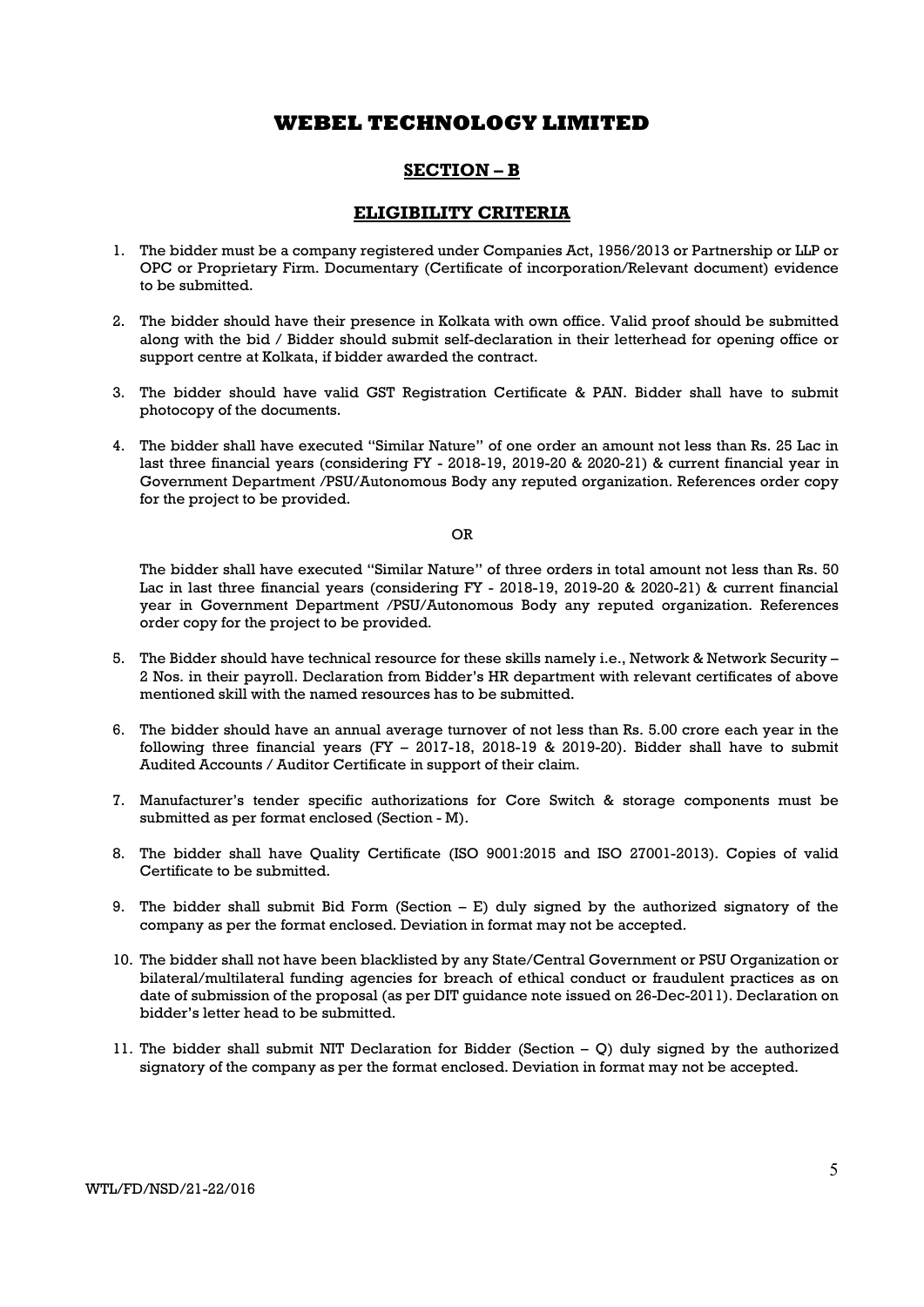# WEBEL TECHNOLOGY LIMITED

## SECTION – B

## ELIGIBILITY CRITERIA

1. The bidder must be a company registered under Companies Act, 1956/2013 or Partnership or LLP or OPC or Proprietary Firm. Documentary (Certificate of incorporation/Relevant document) evidence to be submitted.

2. The bidder should have their presence in Kolkata with own office. Valid proof should be submitted along with the bid / Bidder should submit self-declaration in their letterhead for opening office or support centre at Kolkata, if bidder awarded the contract.

3. The bidder should have valid GST Registration Certificate & PAN. Bidder shall have to submit photocopy of the documents.

4. The bidder shall have executed "Similar Nature" of one order an amount not less than Rs. 25 Lac in last three financial years (considering FY - 2018-19, 2019-20 & 2020-21) & current financial year in Government Department /PSU/Autonomous Body any reputed organization. References order copy for the project to be provided.

   OR

   The bidder shall have executed "Similar Nature" of three orders in total amount not less than Rs. 50 Lac in last three financial years (considering FY - 2018-19, 2019-20 & 2020-21) & current financial year in Government Department /PSU/Autonomous Body any reputed organization. References order copy for the project to be provided.

5. The Bidder should have technical resource for these skills namely i.e., Network & Network Security – 2 Nos. in their payroll. Declaration from Bidder's HR department with relevant certificates of above mentioned skill with the named resources has to be submitted.

6. The bidder should have an annual average turnover of not less than Rs. 5.00 crore each year in the following three financial years (FY – 2017-18, 2018-19 & 2019-20). Bidder shall have to submit Audited Accounts / Auditor Certificate in support of their claim.

7. Manufacturer's tender specific authorizations for Core Switch & storage components must be submitted as per format enclosed (Section - M).

8. The bidder shall have Quality Certificate (ISO 9001:2015 and ISO 27001-2013). Copies of valid Certificate to be submitted.

9. The bidder shall submit Bid Form (Section – E) duly signed by the authorized signatory of the company as per the format enclosed. Deviation in format may not be accepted.

10. The bidder shall not have been blacklisted by any State/Central Government or PSU Organization or bilateral/multilateral funding agencies for breach of ethical conduct or fraudulent practices as on date of submission of the proposal (as per DIT guidance note issued on 26-Dec-2011). Declaration on bidder's letter head to be submitted.

11. The bidder shall submit NIT Declaration for Bidder (Section – Q) duly signed by the authorized signatory of the company as per the format enclosed. Deviation in format may not be accepted.

WTL/FD/NSD/21-22/016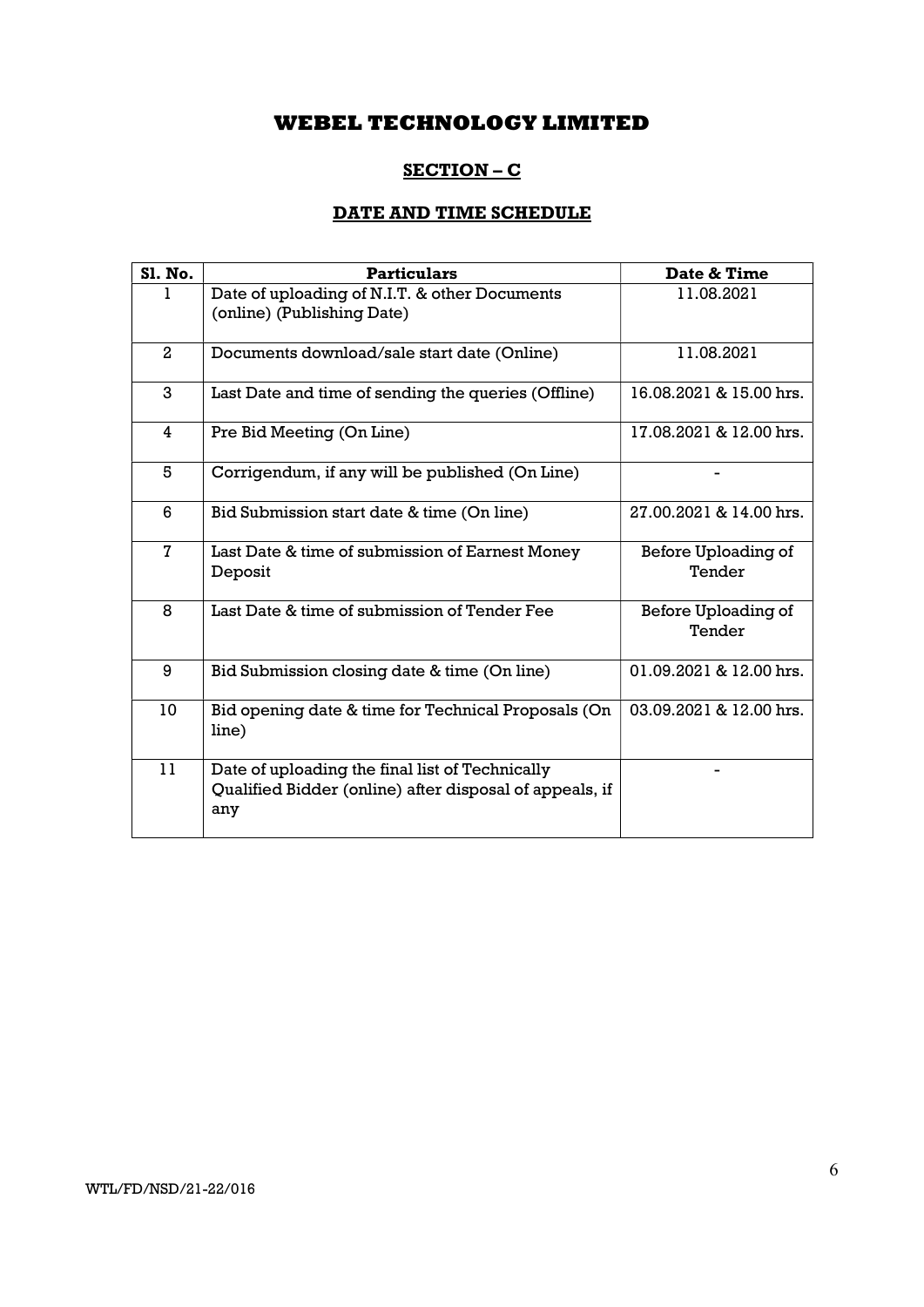# WEBEL TECHNOLOGY LIMITED

## SECTION – C

## DATE AND TIME SCHEDULE

| Sl. No. | Particulars | Date & Time |
|---|---|---|
| 1 | Date of uploading of N.I.T. & other Documents (online) (Publishing Date) | 11.08.2021 |
| 2 | Documents download/sale start date (Online) | 11.08.2021 |
| 3 | Last Date and time of sending the queries (Offline) | 16.08.2021 & 15.00 hrs. |
| 4 | Pre Bid Meeting (On Line) | 17.08.2021 & 12.00 hrs. |
| 5 | Corrigendum, if any will be published (On Line) | - |
| 6 | Bid Submission start date & time (On line) | 27.00.2021 & 14.00 hrs. |
| 7 | Last Date & time of submission of Earnest Money Deposit | Before Uploading of Tender |
| 8 | Last Date & time of submission of Tender Fee | Before Uploading of Tender |
| 9 | Bid Submission closing date & time (On line) | 01.09.2021 & 12.00 hrs. |
| 10 | Bid opening date & time for Technical Proposals (On line) | 03.09.2021 & 12.00 hrs. |
| 11 | Date of uploading the final list of Technically Qualified Bidder (online) after disposal of appeals, if any | - |

WTL/FD/NSD/21-22/016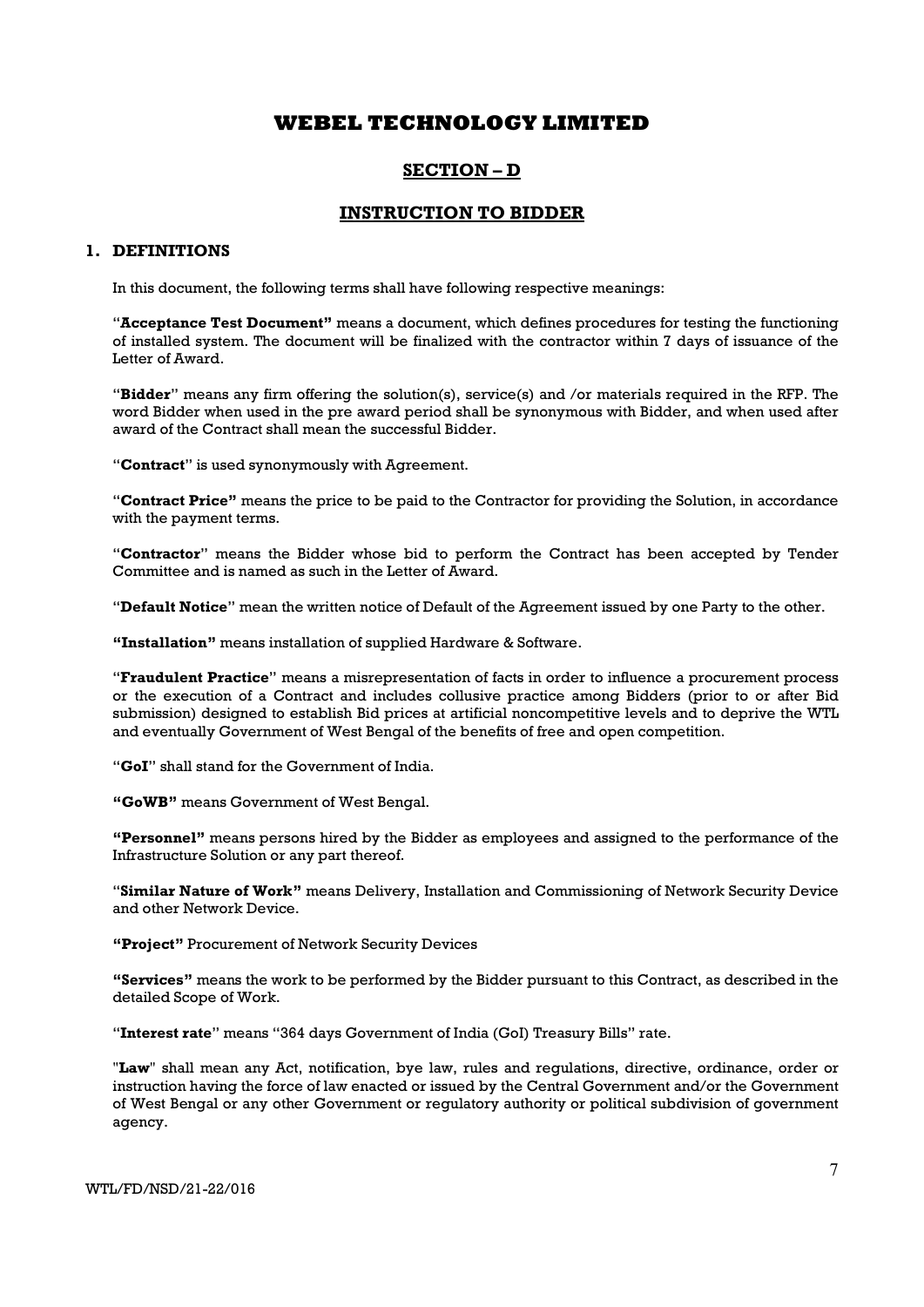# WEBEL TECHNOLOGY LIMITED

## SECTION – D

## INSTRUCTION TO BIDDER

### 1. DEFINITIONS

In this document, the following terms shall have following respective meanings:

"**Acceptance Test Document"** means a document, which defines procedures for testing the functioning of installed system. The document will be finalized with the contractor within 7 days of issuance of the Letter of Award.

"**Bidder**" means any firm offering the solution(s), service(s) and /or materials required in the RFP. The word Bidder when used in the pre award period shall be synonymous with Bidder, and when used after award of the Contract shall mean the successful Bidder.

"**Contract**" is used synonymously with Agreement.

"**Contract Price"** means the price to be paid to the Contractor for providing the Solution, in accordance with the payment terms.

"**Contractor**" means the Bidder whose bid to perform the Contract has been accepted by Tender Committee and is named as such in the Letter of Award.

"**Default Notice**" mean the written notice of Default of the Agreement issued by one Party to the other.

**"Installation"** means installation of supplied Hardware & Software.

"**Fraudulent Practice**" means a misrepresentation of facts in order to influence a procurement process or the execution of a Contract and includes collusive practice among Bidders (prior to or after Bid submission) designed to establish Bid prices at artificial noncompetitive levels and to deprive the WTL and eventually Government of West Bengal of the benefits of free and open competition.

"**GoI**" shall stand for the Government of India.

**"GoWB"** means Government of West Bengal.

**"Personnel"** means persons hired by the Bidder as employees and assigned to the performance of the Infrastructure Solution or any part thereof.

"**Similar Nature of Work"** means Delivery, Installation and Commissioning of Network Security Device and other Network Device.

**"Project"** Procurement of Network Security Devices

**"Services"** means the work to be performed by the Bidder pursuant to this Contract, as described in the detailed Scope of Work.

"**Interest rate**" means "364 days Government of India (GoI) Treasury Bills" rate.

"**Law**" shall mean any Act, notification, bye law, rules and regulations, directive, ordinance, order or instruction having the force of law enacted or issued by the Central Government and/or the Government of West Bengal or any other Government or regulatory authority or political subdivision of government agency.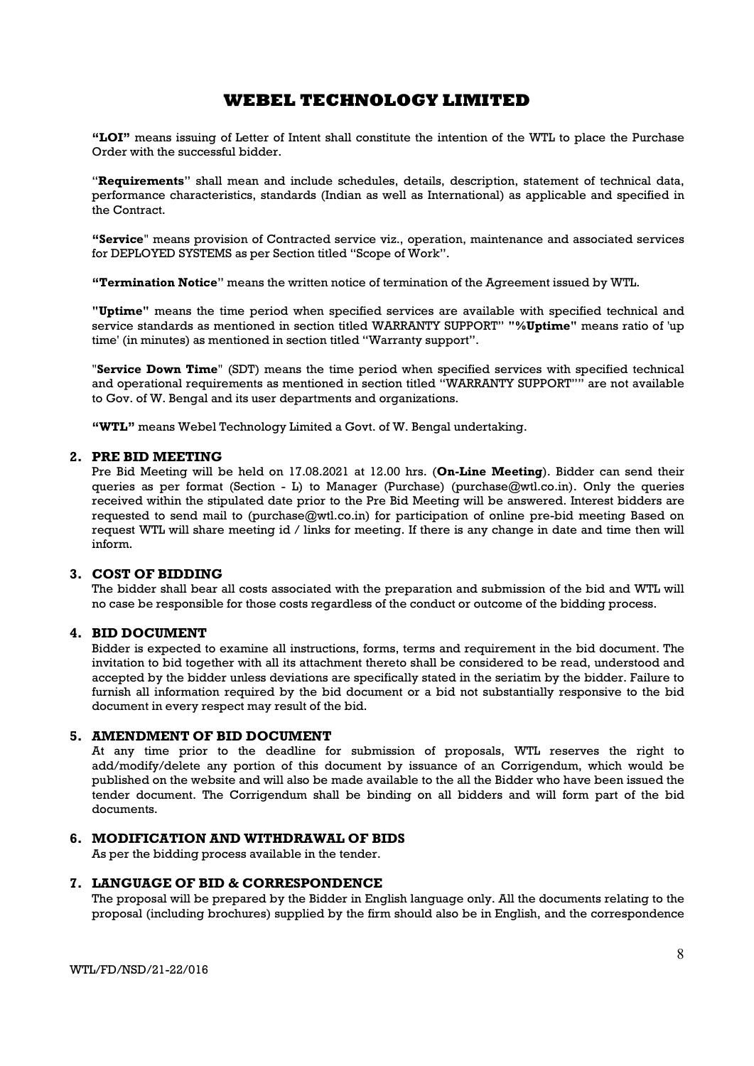**"LOI"** means issuing of Letter of Intent shall constitute the intention of the WTL to place the Purchase Order with the successful bidder.

"**Requirements**" shall mean and include schedules, details, description, statement of technical data, performance characteristics, standards (Indian as well as International) as applicable and specified in the Contract.

**"Service**" means provision of Contracted service viz., operation, maintenance and associated services for DEPLOYED SYSTEMS as per Section titled "Scope of Work".

**"Termination Notice"** means the written notice of termination of the Agreement issued by WTL.

**"Uptime"** means the time period when specified services are available with specified technical and service standards as mentioned in section titled WARRANTY SUPPORT" **"%Uptime"** means ratio of 'up time' (in minutes) as mentioned in section titled "Warranty support".

"**Service Down Time**" (SDT) means the time period when specified services with specified technical and operational requirements as mentioned in section titled "WARRANTY SUPPORT"" are not available to Gov. of W. Bengal and its user departments and organizations.

**"WTL"** means Webel Technology Limited a Govt. of W. Bengal undertaking.

## 2. PRE BID MEETING

Pre Bid Meeting will be held on 17.08.2021 at 12.00 hrs. (**On-Line Meeting**). Bidder can send their queries as per format (Section - L) to Manager (Purchase) (purchase@wtl.co.in). Only the queries received within the stipulated date prior to the Pre Bid Meeting will be answered. Interest bidders are requested to send mail to (purchase@wtl.co.in) for participation of online pre-bid meeting Based on request WTL will share meeting id / links for meeting. If there is any change in date and time then will inform.

## 3. COST OF BIDDING

The bidder shall bear all costs associated with the preparation and submission of the bid and WTL will no case be responsible for those costs regardless of the conduct or outcome of the bidding process.

## 4. BID DOCUMENT

Bidder is expected to examine all instructions, forms, terms and requirement in the bid document. The invitation to bid together with all its attachment thereto shall be considered to be read, understood and accepted by the bidder unless deviations are specifically stated in the seriatim by the bidder. Failure to furnish all information required by the bid document or a bid not substantially responsive to the bid document in every respect may result of the bid.

## 5. AMENDMENT OF BID DOCUMENT

At any time prior to the deadline for submission of proposals, WTL reserves the right to add/modify/delete any portion of this document by issuance of an Corrigendum, which would be published on the website and will also be made available to the all the Bidder who have been issued the tender document. The Corrigendum shall be binding on all bidders and will form part of the bid documents.

## 6. MODIFICATION AND WITHDRAWAL OF BIDS

As per the bidding process available in the tender.

## 7. LANGUAGE OF BID & CORRESPONDENCE

The proposal will be prepared by the Bidder in English language only. All the documents relating to the proposal (including brochures) supplied by the firm should also be in English, and the correspondence

WTL/FD/NSD/21-22/016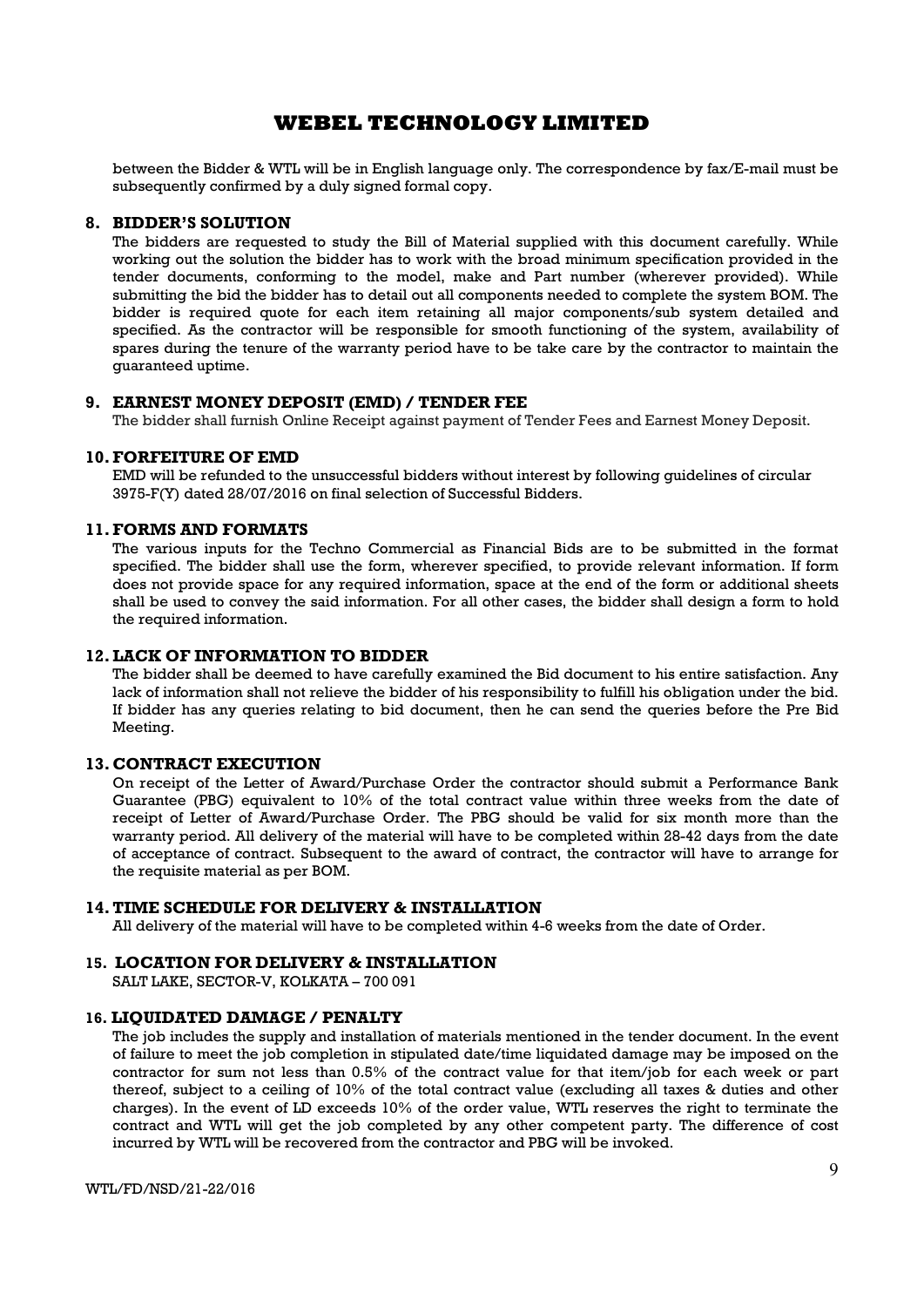between the Bidder & WTL will be in English language only. The correspondence by fax/E-mail must be subsequently confirmed by a duly signed formal copy.

## 8. BIDDER'S SOLUTION

The bidders are requested to study the Bill of Material supplied with this document carefully. While working out the solution the bidder has to work with the broad minimum specification provided in the tender documents, conforming to the model, make and Part number (wherever provided). While submitting the bid the bidder has to detail out all components needed to complete the system BOM. The bidder is required quote for each item retaining all major components/sub system detailed and specified. As the contractor will be responsible for smooth functioning of the system, availability of spares during the tenure of the warranty period have to be take care by the contractor to maintain the guaranteed uptime.

## 9. EARNEST MONEY DEPOSIT (EMD) / TENDER FEE

The bidder shall furnish Online Receipt against payment of Tender Fees and Earnest Money Deposit.

## 10. FORFEITURE OF EMD

EMD will be refunded to the unsuccessful bidders without interest by following guidelines of circular 3975-F(Y) dated 28/07/2016 on final selection of Successful Bidders.

## 11. FORMS AND FORMATS

The various inputs for the Techno Commercial as Financial Bids are to be submitted in the format specified. The bidder shall use the form, wherever specified, to provide relevant information. If form does not provide space for any required information, space at the end of the form or additional sheets shall be used to convey the said information. For all other cases, the bidder shall design a form to hold the required information.

## 12. LACK OF INFORMATION TO BIDDER

The bidder shall be deemed to have carefully examined the Bid document to his entire satisfaction. Any lack of information shall not relieve the bidder of his responsibility to fulfill his obligation under the bid. If bidder has any queries relating to bid document, then he can send the queries before the Pre Bid Meeting.

## 13. CONTRACT EXECUTION

On receipt of the Letter of Award/Purchase Order the contractor should submit a Performance Bank Guarantee (PBG) equivalent to 10% of the total contract value within three weeks from the date of receipt of Letter of Award/Purchase Order. The PBG should be valid for six month more than the warranty period. All delivery of the material will have to be completed within 28-42 days from the date of acceptance of contract. Subsequent to the award of contract, the contractor will have to arrange for the requisite material as per BOM.

## 14. TIME SCHEDULE FOR DELIVERY & INSTALLATION

All delivery of the material will have to be completed within 4-6 weeks from the date of Order.

## 15. LOCATION FOR DELIVERY & INSTALLATION

SALT LAKE, SECTOR-V, KOLKATA – 700 091

## 16. LIQUIDATED DAMAGE / PENALTY

The job includes the supply and installation of materials mentioned in the tender document. In the event of failure to meet the job completion in stipulated date/time liquidated damage may be imposed on the contractor for sum not less than 0.5% of the contract value for that item/job for each week or part thereof, subject to a ceiling of 10% of the total contract value (excluding all taxes & duties and other charges). In the event of LD exceeds 10% of the order value, WTL reserves the right to terminate the contract and WTL will get the job completed by any other competent party. The difference of cost incurred by WTL will be recovered from the contractor and PBG will be invoked.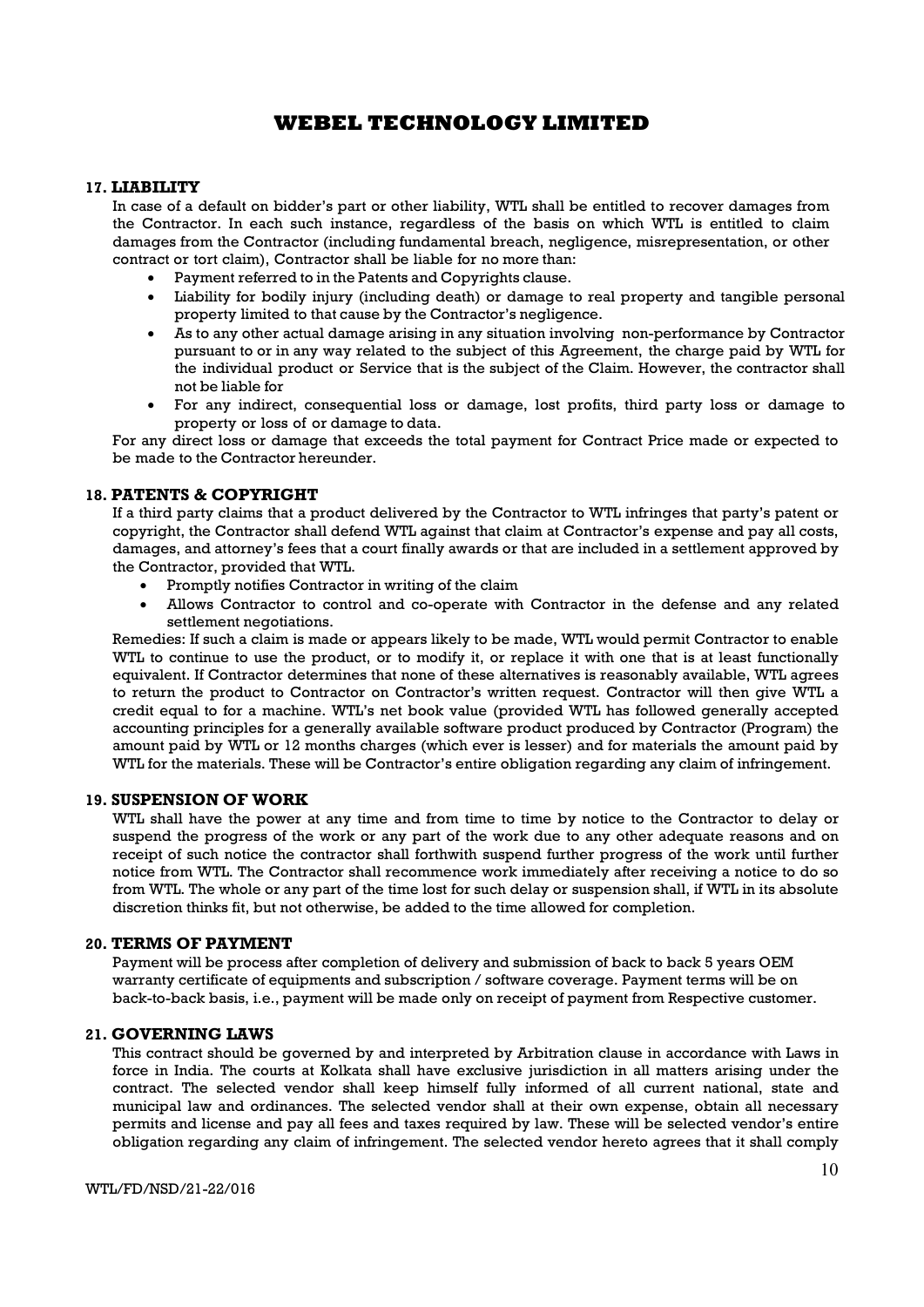## 17. LIABILITY

In case of a default on bidder's part or other liability, WTL shall be entitled to recover damages from the Contractor. In each such instance, regardless of the basis on which WTL is entitled to claim damages from the Contractor (including fundamental breach, negligence, misrepresentation, or other contract or tort claim), Contractor shall be liable for no more than:

- Payment referred to in the Patents and Copyrights clause.
- Liability for bodily injury (including death) or damage to real property and tangible personal property limited to that cause by the Contractor's negligence.
- As to any other actual damage arising in any situation involving non-performance by Contractor pursuant to or in any way related to the subject of this Agreement, the charge paid by WTL for the individual product or Service that is the subject of the Claim. However, the contractor shall not be liable for
- For any indirect, consequential loss or damage, lost profits, third party loss or damage to property or loss of or damage to data.

For any direct loss or damage that exceeds the total payment for Contract Price made or expected to be made to the Contractor hereunder.

## 18. PATENTS & COPYRIGHT

If a third party claims that a product delivered by the Contractor to WTL infringes that party's patent or copyright, the Contractor shall defend WTL against that claim at Contractor's expense and pay all costs, damages, and attorney's fees that a court finally awards or that are included in a settlement approved by the Contractor, provided that WTL.

- Promptly notifies Contractor in writing of the claim
- Allows Contractor to control and co-operate with Contractor in the defense and any related settlement negotiations.

Remedies: If such a claim is made or appears likely to be made, WTL would permit Contractor to enable WTL to continue to use the product, or to modify it, or replace it with one that is at least functionally equivalent. If Contractor determines that none of these alternatives is reasonably available, WTL agrees to return the product to Contractor on Contractor's written request. Contractor will then give WTL a credit equal to for a machine. WTL's net book value (provided WTL has followed generally accepted accounting principles for a generally available software product produced by Contractor (Program) the amount paid by WTL or 12 months charges (which ever is lesser) and for materials the amount paid by WTL for the materials. These will be Contractor's entire obligation regarding any claim of infringement.

## 19. SUSPENSION OF WORK

WTL shall have the power at any time and from time to time by notice to the Contractor to delay or suspend the progress of the work or any part of the work due to any other adequate reasons and on receipt of such notice the contractor shall forthwith suspend further progress of the work until further notice from WTL. The Contractor shall recommence work immediately after receiving a notice to do so from WTL. The whole or any part of the time lost for such delay or suspension shall, if WTL in its absolute discretion thinks fit, but not otherwise, be added to the time allowed for completion.

## 20. TERMS OF PAYMENT

Payment will be process after completion of delivery and submission of back to back 5 years OEM warranty certificate of equipments and subscription / software coverage. Payment terms will be on back-to-back basis, i.e., payment will be made only on receipt of payment from Respective customer.

## 21. GOVERNING LAWS

This contract should be governed by and interpreted by Arbitration clause in accordance with Laws in force in India. The courts at Kolkata shall have exclusive jurisdiction in all matters arising under the contract. The selected vendor shall keep himself fully informed of all current national, state and municipal law and ordinances. The selected vendor shall at their own expense, obtain all necessary permits and license and pay all fees and taxes required by law. These will be selected vendor's entire obligation regarding any claim of infringement. The selected vendor hereto agrees that it shall comply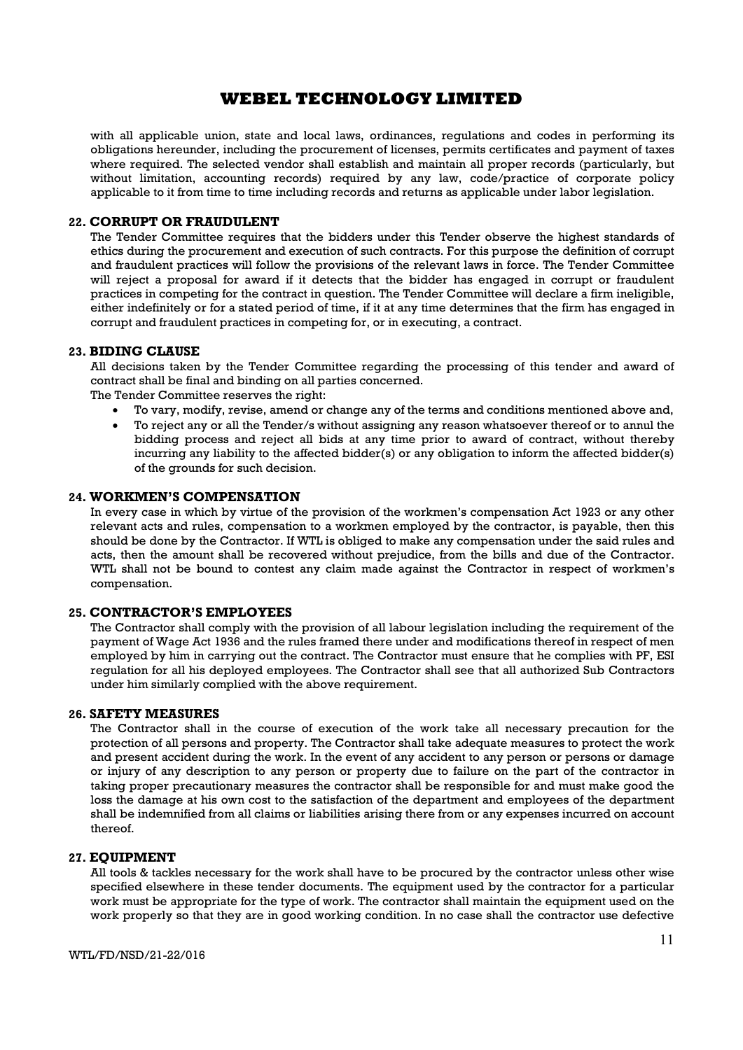with all applicable union, state and local laws, ordinances, regulations and codes in performing its obligations hereunder, including the procurement of licenses, permits certificates and payment of taxes where required. The selected vendor shall establish and maintain all proper records (particularly, but without limitation, accounting records) required by any law, code/practice of corporate policy applicable to it from time to time including records and returns as applicable under labor legislation.

## 22. CORRUPT OR FRAUDULENT

The Tender Committee requires that the bidders under this Tender observe the highest standards of ethics during the procurement and execution of such contracts. For this purpose the definition of corrupt and fraudulent practices will follow the provisions of the relevant laws in force. The Tender Committee will reject a proposal for award if it detects that the bidder has engaged in corrupt or fraudulent practices in competing for the contract in question. The Tender Committee will declare a firm ineligible, either indefinitely or for a stated period of time, if it at any time determines that the firm has engaged in corrupt and fraudulent practices in competing for, or in executing, a contract.

## 23. BIDING CLAUSE

All decisions taken by the Tender Committee regarding the processing of this tender and award of contract shall be final and binding on all parties concerned.

The Tender Committee reserves the right:

- To vary, modify, revise, amend or change any of the terms and conditions mentioned above and,
- To reject any or all the Tender/s without assigning any reason whatsoever thereof or to annul the bidding process and reject all bids at any time prior to award of contract, without thereby incurring any liability to the affected bidder(s) or any obligation to inform the affected bidder(s) of the grounds for such decision.

## 24. WORKMEN'S COMPENSATION

In every case in which by virtue of the provision of the workmen's compensation Act 1923 or any other relevant acts and rules, compensation to a workmen employed by the contractor, is payable, then this should be done by the Contractor. If WTL is obliged to make any compensation under the said rules and acts, then the amount shall be recovered without prejudice, from the bills and due of the Contractor. WTL shall not be bound to contest any claim made against the Contractor in respect of workmen's compensation.

## 25. CONTRACTOR'S EMPLOYEES

The Contractor shall comply with the provision of all labour legislation including the requirement of the payment of Wage Act 1936 and the rules framed there under and modifications thereof in respect of men employed by him in carrying out the contract. The Contractor must ensure that he complies with PF, ESI regulation for all his deployed employees. The Contractor shall see that all authorized Sub Contractors under him similarly complied with the above requirement.

## 26. SAFETY MEASURES

The Contractor shall in the course of execution of the work take all necessary precaution for the protection of all persons and property. The Contractor shall take adequate measures to protect the work and present accident during the work. In the event of any accident to any person or persons or damage or injury of any description to any person or property due to failure on the part of the contractor in taking proper precautionary measures the contractor shall be responsible for and must make good the loss the damage at his own cost to the satisfaction of the department and employees of the department shall be indemnified from all claims or liabilities arising there from or any expenses incurred on account thereof.

## 27. EQUIPMENT

All tools & tackles necessary for the work shall have to be procured by the contractor unless other wise specified elsewhere in these tender documents. The equipment used by the contractor for a particular work must be appropriate for the type of work. The contractor shall maintain the equipment used on the work properly so that they are in good working condition. In no case shall the contractor use defective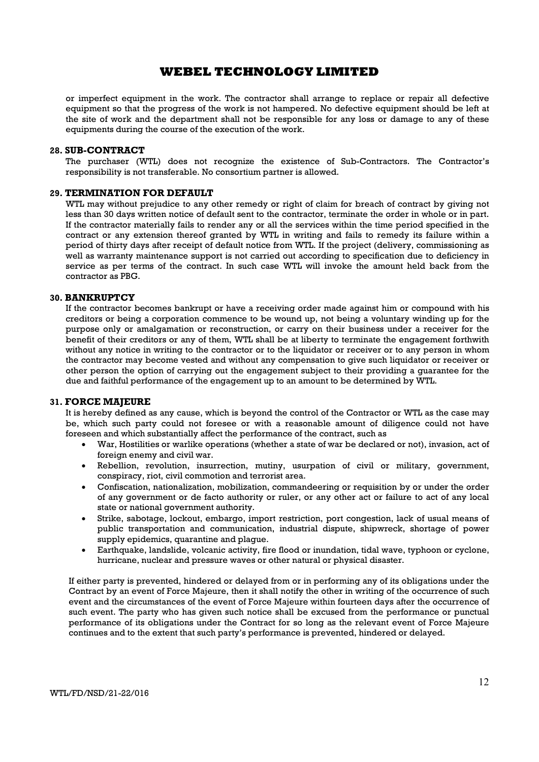or imperfect equipment in the work. The contractor shall arrange to replace or repair all defective equipment so that the progress of the work is not hampered. No defective equipment should be left at the site of work and the department shall not be responsible for any loss or damage to any of these equipments during the course of the execution of the work.

## 28. SUB-CONTRACT

The purchaser (WTL) does not recognize the existence of Sub-Contractors. The Contractor's responsibility is not transferable. No consortium partner is allowed.

## 29. TERMINATION FOR DEFAULT

WTL may without prejudice to any other remedy or right of claim for breach of contract by giving not less than 30 days written notice of default sent to the contractor, terminate the order in whole or in part. If the contractor materially fails to render any or all the services within the time period specified in the contract or any extension thereof granted by WTL in writing and fails to remedy its failure within a period of thirty days after receipt of default notice from WTL. If the project (delivery, commissioning as well as warranty maintenance support is not carried out according to specification due to deficiency in service as per terms of the contract. In such case WTL will invoke the amount held back from the contractor as PBG.

## 30. BANKRUPTCY

If the contractor becomes bankrupt or have a receiving order made against him or compound with his creditors or being a corporation commence to be wound up, not being a voluntary winding up for the purpose only or amalgamation or reconstruction, or carry on their business under a receiver for the benefit of their creditors or any of them, WTL shall be at liberty to terminate the engagement forthwith without any notice in writing to the contractor or to the liquidator or receiver or to any person in whom the contractor may become vested and without any compensation to give such liquidator or receiver or other person the option of carrying out the engagement subject to their providing a guarantee for the due and faithful performance of the engagement up to an amount to be determined by WTL.

## 31. FORCE MAJEURE

It is hereby defined as any cause, which is beyond the control of the Contractor or WTL as the case may be, which such party could not foresee or with a reasonable amount of diligence could not have foreseen and which substantially affect the performance of the contract, such as

- War, Hostilities or warlike operations (whether a state of war be declared or not), invasion, act of foreign enemy and civil war.
- Rebellion, revolution, insurrection, mutiny, usurpation of civil or military, government, conspiracy, riot, civil commotion and terrorist area.
- Confiscation, nationalization, mobilization, commandeering or requisition by or under the order of any government or de facto authority or ruler, or any other act or failure to act of any local state or national government authority.
- Strike, sabotage, lockout, embargo, import restriction, port congestion, lack of usual means of public transportation and communication, industrial dispute, shipwreck, shortage of power supply epidemics, quarantine and plague.
- Earthquake, landslide, volcanic activity, fire flood or inundation, tidal wave, typhoon or cyclone, hurricane, nuclear and pressure waves or other natural or physical disaster.

If either party is prevented, hindered or delayed from or in performing any of its obligations under the Contract by an event of Force Majeure, then it shall notify the other in writing of the occurrence of such event and the circumstances of the event of Force Majeure within fourteen days after the occurrence of such event. The party who has given such notice shall be excused from the performance or punctual performance of its obligations under the Contract for so long as the relevant event of Force Majeure continues and to the extent that such party's performance is prevented, hindered or delayed.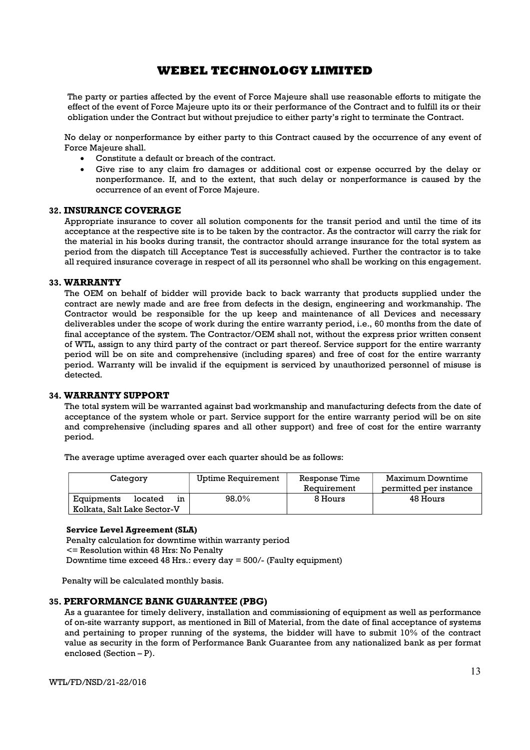The party or parties affected by the event of Force Majeure shall use reasonable efforts to mitigate the effect of the event of Force Majeure upto its or their performance of the Contract and to fulfill its or their obligation under the Contract but without prejudice to either party's right to terminate the Contract.

No delay or nonperformance by either party to this Contract caused by the occurrence of any event of Force Majeure shall.

- Constitute a default or breach of the contract.
- Give rise to any claim fro damages or additional cost or expense occurred by the delay or nonperformance. If, and to the extent, that such delay or nonperformance is caused by the occurrence of an event of Force Majeure.

## 32. INSURANCE COVERAGE

Appropriate insurance to cover all solution components for the transit period and until the time of its acceptance at the respective site is to be taken by the contractor. As the contractor will carry the risk for the material in his books during transit, the contractor should arrange insurance for the total system as period from the dispatch till Acceptance Test is successfully achieved. Further the contractor is to take all required insurance coverage in respect of all its personnel who shall be working on this engagement.

## 33. WARRANTY

The OEM on behalf of bidder will provide back to back warranty that products supplied under the contract are newly made and are free from defects in the design, engineering and workmanship. The Contractor would be responsible for the up keep and maintenance of all Devices and necessary deliverables under the scope of work during the entire warranty period, i.e., 60 months from the date of final acceptance of the system. The Contractor/OEM shall not, without the express prior written consent of WTL, assign to any third party of the contract or part thereof. Service support for the entire warranty period will be on site and comprehensive (including spares) and free of cost for the entire warranty period. Warranty will be invalid if the equipment is serviced by unauthorized personnel of misuse is detected.

## 34. WARRANTY SUPPORT

The total system will be warranted against bad workmanship and manufacturing defects from the date of acceptance of the system whole or part. Service support for the entire warranty period will be on site and comprehensive (including spares and all other support) and free of cost for the entire warranty period.

The average uptime averaged over each quarter should be as follows:

| Category | Uptime Requirement | Response Time Requirement | Maximum Downtime permitted per instance |
|---|---|---|---|
| Equipments located in Kolkata, Salt Lake Sector-V | 98.0% | 8 Hours | 48 Hours |

**Service Level Agreement (SLA)**

Penalty calculation for downtime within warranty period
<= Resolution within 48 Hrs: No Penalty
Downtime time exceed 48 Hrs.: every day = 500/- (Faulty equipment)

Penalty will be calculated monthly basis.

## 35. PERFORMANCE BANK GUARANTEE (PBG)

As a guarantee for timely delivery, installation and commissioning of equipment as well as performance of on-site warranty support, as mentioned in Bill of Material, from the date of final acceptance of systems and pertaining to proper running of the systems, the bidder will have to submit 10% of the contract value as security in the form of Performance Bank Guarantee from any nationalized bank as per format enclosed (Section – P).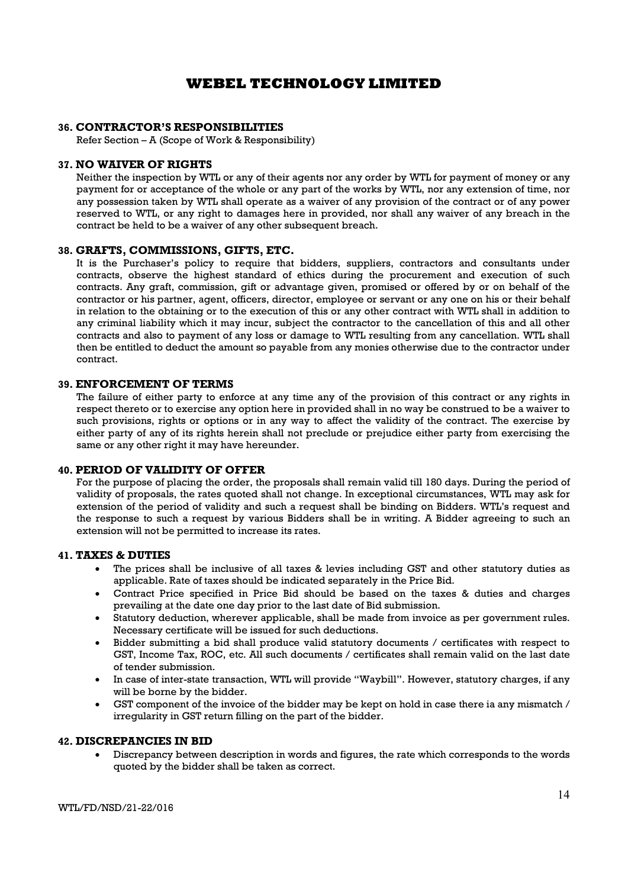### 36. CONTRACTOR'S RESPONSIBILITIES

Refer Section – A (Scope of Work & Responsibility)

### 37. NO WAIVER OF RIGHTS

Neither the inspection by WTL or any of their agents nor any order by WTL for payment of money or any payment for or acceptance of the whole or any part of the works by WTL, nor any extension of time, nor any possession taken by WTL shall operate as a waiver of any provision of the contract or of any power reserved to WTL, or any right to damages here in provided, nor shall any waiver of any breach in the contract be held to be a waiver of any other subsequent breach.

### 38. GRAFTS, COMMISSIONS, GIFTS, ETC.

It is the Purchaser's policy to require that bidders, suppliers, contractors and consultants under contracts, observe the highest standard of ethics during the procurement and execution of such contracts. Any graft, commission, gift or advantage given, promised or offered by or on behalf of the contractor or his partner, agent, officers, director, employee or servant or any one on his or their behalf in relation to the obtaining or to the execution of this or any other contract with WTL shall in addition to any criminal liability which it may incur, subject the contractor to the cancellation of this and all other contracts and also to payment of any loss or damage to WTL resulting from any cancellation. WTL shall then be entitled to deduct the amount so payable from any monies otherwise due to the contractor under contract.

### 39. ENFORCEMENT OF TERMS

The failure of either party to enforce at any time any of the provision of this contract or any rights in respect thereto or to exercise any option here in provided shall in no way be construed to be a waiver to such provisions, rights or options or in any way to affect the validity of the contract. The exercise by either party of any of its rights herein shall not preclude or prejudice either party from exercising the same or any other right it may have hereunder.

### 40. PERIOD OF VALIDITY OF OFFER

For the purpose of placing the order, the proposals shall remain valid till 180 days. During the period of validity of proposals, the rates quoted shall not change. In exceptional circumstances, WTL may ask for extension of the period of validity and such a request shall be binding on Bidders. WTL's request and the response to such a request by various Bidders shall be in writing. A Bidder agreeing to such an extension will not be permitted to increase its rates.

### 41. TAXES & DUTIES

- The prices shall be inclusive of all taxes & levies including GST and other statutory duties as applicable. Rate of taxes should be indicated separately in the Price Bid.
- Contract Price specified in Price Bid should be based on the taxes & duties and charges prevailing at the date one day prior to the last date of Bid submission.
- Statutory deduction, wherever applicable, shall be made from invoice as per government rules. Necessary certificate will be issued for such deductions.
- Bidder submitting a bid shall produce valid statutory documents / certificates with respect to GST, Income Tax, ROC, etc. All such documents / certificates shall remain valid on the last date of tender submission.
- In case of inter-state transaction, WTL will provide "Waybill". However, statutory charges, if any will be borne by the bidder.
- GST component of the invoice of the bidder may be kept on hold in case there ia any mismatch / irregularity in GST return filling on the part of the bidder.

### 42. DISCREPANCIES IN BID

- Discrepancy between description in words and figures, the rate which corresponds to the words quoted by the bidder shall be taken as correct.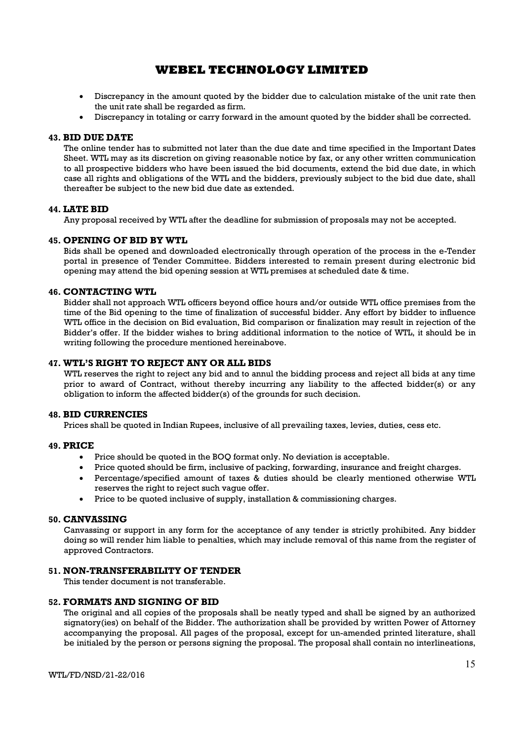- Discrepancy in the amount quoted by the bidder due to calculation mistake of the unit rate then the unit rate shall be regarded as firm.
- Discrepancy in totaling or carry forward in the amount quoted by the bidder shall be corrected.

### 43. BID DUE DATE

The online tender has to submitted not later than the due date and time specified in the Important Dates Sheet. WTL may as its discretion on giving reasonable notice by fax, or any other written communication to all prospective bidders who have been issued the bid documents, extend the bid due date, in which case all rights and obligations of the WTL and the bidders, previously subject to the bid due date, shall thereafter be subject to the new bid due date as extended.

### 44. LATE BID

Any proposal received by WTL after the deadline for submission of proposals may not be accepted.

### 45. OPENING OF BID BY WTL

Bids shall be opened and downloaded electronically through operation of the process in the e-Tender portal in presence of Tender Committee. Bidders interested to remain present during electronic bid opening may attend the bid opening session at WTL premises at scheduled date & time.

### 46. CONTACTING WTL

Bidder shall not approach WTL officers beyond office hours and/or outside WTL office premises from the time of the Bid opening to the time of finalization of successful bidder. Any effort by bidder to influence WTL office in the decision on Bid evaluation, Bid comparison or finalization may result in rejection of the Bidder's offer. If the bidder wishes to bring additional information to the notice of WTL, it should be in writing following the procedure mentioned hereinabove.

### 47. WTL'S RIGHT TO REJECT ANY OR ALL BIDS

WTL reserves the right to reject any bid and to annul the bidding process and reject all bids at any time prior to award of Contract, without thereby incurring any liability to the affected bidder(s) or any obligation to inform the affected bidder(s) of the grounds for such decision.

### 48. BID CURRENCIES

Prices shall be quoted in Indian Rupees, inclusive of all prevailing taxes, levies, duties, cess etc.

### 49. PRICE

- Price should be quoted in the BOQ format only. No deviation is acceptable.
- Price quoted should be firm, inclusive of packing, forwarding, insurance and freight charges.
- Percentage/specified amount of taxes & duties should be clearly mentioned otherwise WTL reserves the right to reject such vague offer.
- Price to be quoted inclusive of supply, installation & commissioning charges.

### 50. CANVASSING

Canvassing or support in any form for the acceptance of any tender is strictly prohibited. Any bidder doing so will render him liable to penalties, which may include removal of this name from the register of approved Contractors.

### 51. NON-TRANSFERABILITY OF TENDER

This tender document is not transferable.

### 52. FORMATS AND SIGNING OF BID

The original and all copies of the proposals shall be neatly typed and shall be signed by an authorized signatory(ies) on behalf of the Bidder. The authorization shall be provided by written Power of Attorney accompanying the proposal. All pages of the proposal, except for un-amended printed literature, shall be initialed by the person or persons signing the proposal. The proposal shall contain no interlineations,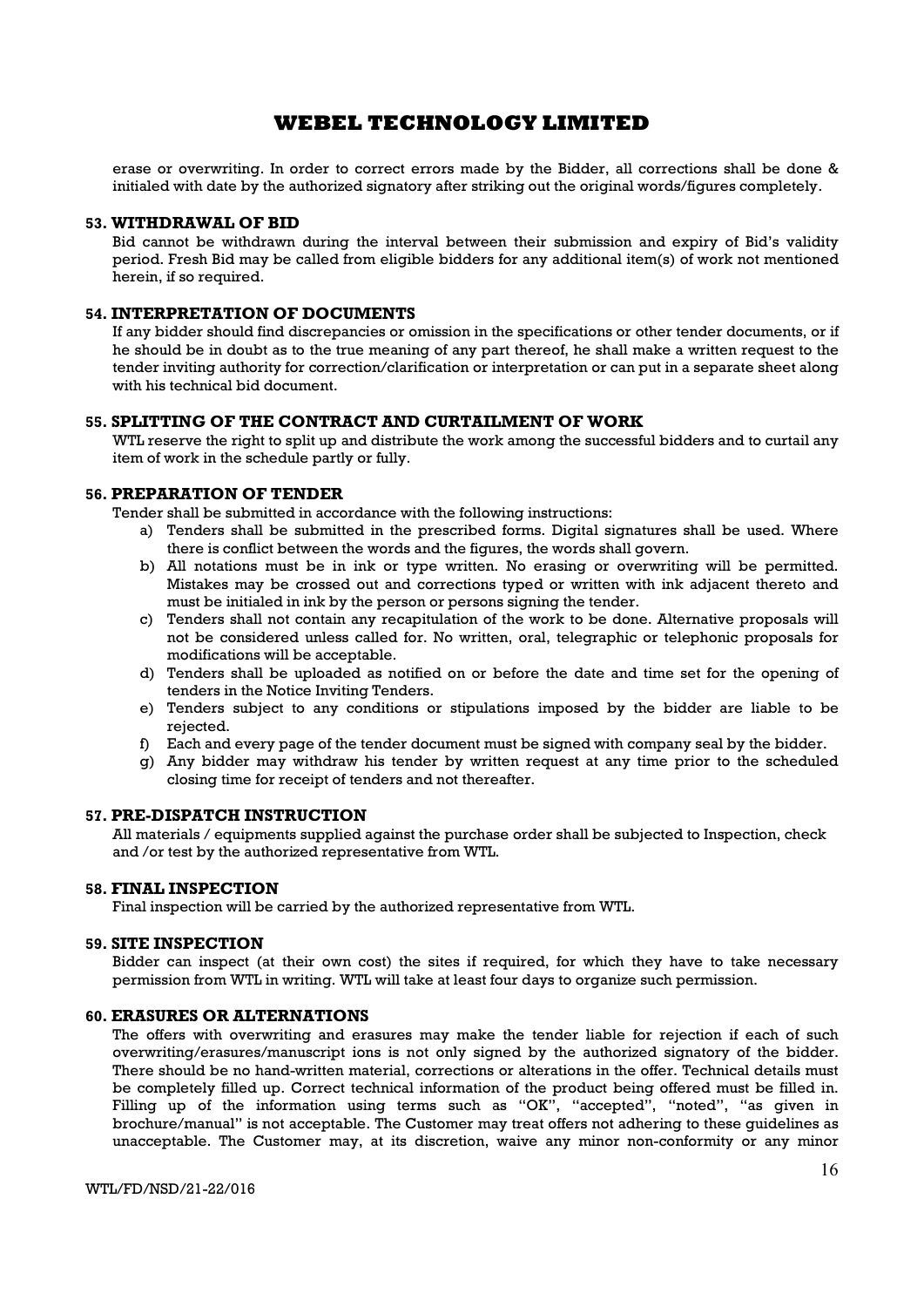erase or overwriting. In order to correct errors made by the Bidder, all corrections shall be done & initialed with date by the authorized signatory after striking out the original words/figures completely.

**53. WITHDRAWAL OF BID**

Bid cannot be withdrawn during the interval between their submission and expiry of Bid's validity period. Fresh Bid may be called from eligible bidders for any additional item(s) of work not mentioned herein, if so required.

**54. INTERPRETATION OF DOCUMENTS**

If any bidder should find discrepancies or omission in the specifications or other tender documents, or if he should be in doubt as to the true meaning of any part thereof, he shall make a written request to the tender inviting authority for correction/clarification or interpretation or can put in a separate sheet along with his technical bid document.

**55. SPLITTING OF THE CONTRACT AND CURTAILMENT OF WORK**

WTL reserve the right to split up and distribute the work among the successful bidders and to curtail any item of work in the schedule partly or fully.

**56. PREPARATION OF TENDER**

Tender shall be submitted in accordance with the following instructions:

a) Tenders shall be submitted in the prescribed forms. Digital signatures shall be used. Where there is conflict between the words and the figures, the words shall govern.
b) All notations must be in ink or type written. No erasing or overwriting will be permitted. Mistakes may be crossed out and corrections typed or written with ink adjacent thereto and must be initialed in ink by the person or persons signing the tender.
c) Tenders shall not contain any recapitulation of the work to be done. Alternative proposals will not be considered unless called for. No written, oral, telegraphic or telephonic proposals for modifications will be acceptable.
d) Tenders shall be uploaded as notified on or before the date and time set for the opening of tenders in the Notice Inviting Tenders.
e) Tenders subject to any conditions or stipulations imposed by the bidder are liable to be rejected.
f) Each and every page of the tender document must be signed with company seal by the bidder.
g) Any bidder may withdraw his tender by written request at any time prior to the scheduled closing time for receipt of tenders and not thereafter.

**57. PRE-DISPATCH INSTRUCTION**

All materials / equipments supplied against the purchase order shall be subjected to Inspection, check and /or test by the authorized representative from WTL.

**58. FINAL INSPECTION**

Final inspection will be carried by the authorized representative from WTL.

**59. SITE INSPECTION**

Bidder can inspect (at their own cost) the sites if required, for which they have to take necessary permission from WTL in writing. WTL will take at least four days to organize such permission.

**60. ERASURES OR ALTERNATIONS**

The offers with overwriting and erasures may make the tender liable for rejection if each of such overwriting/erasures/manuscript ions is not only signed by the authorized signatory of the bidder. There should be no hand-written material, corrections or alterations in the offer. Technical details must be completely filled up. Correct technical information of the product being offered must be filled in. Filling up of the information using terms such as "OK", "accepted", "noted", "as given in brochure/manual" is not acceptable. The Customer may treat offers not adhering to these guidelines as unacceptable. The Customer may, at its discretion, waive any minor non-conformity or any minor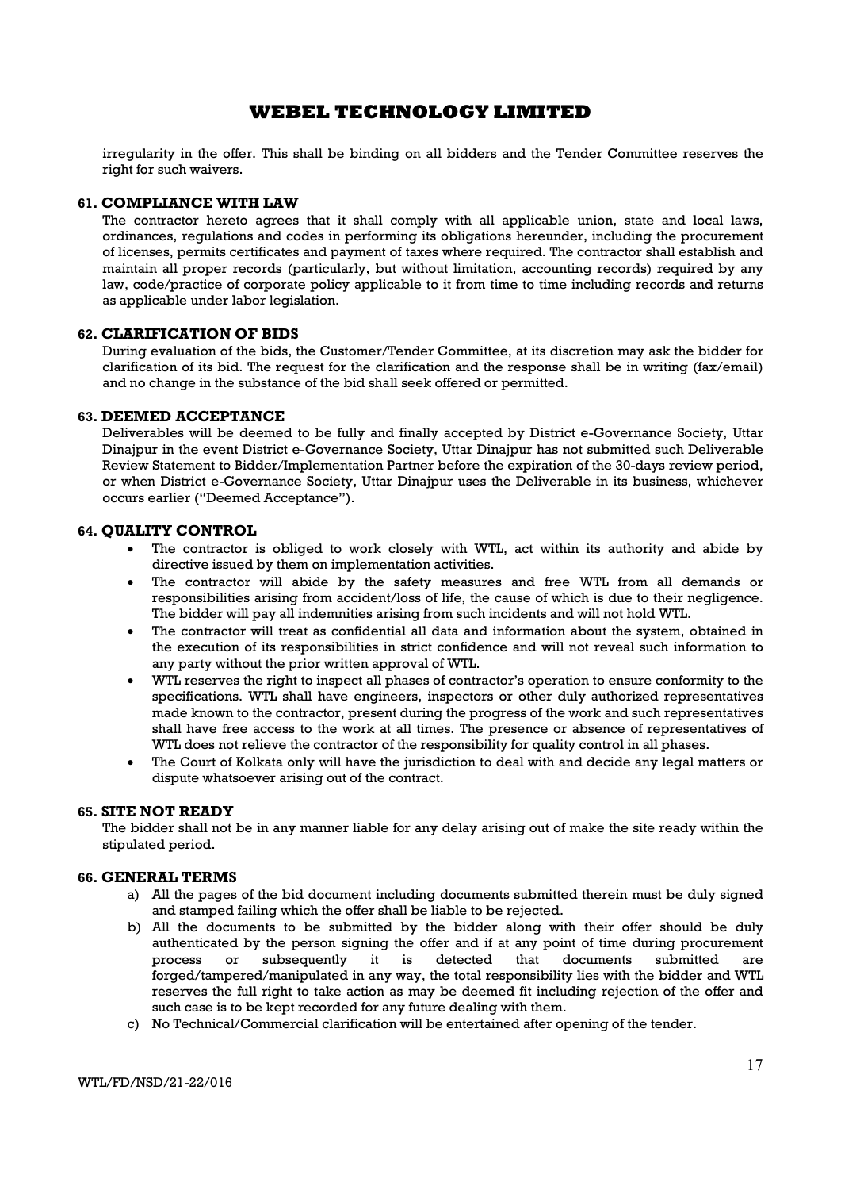irregularity in the offer. This shall be binding on all bidders and the Tender Committee reserves the right for such waivers.

## 61. COMPLIANCE WITH LAW

The contractor hereto agrees that it shall comply with all applicable union, state and local laws, ordinances, regulations and codes in performing its obligations hereunder, including the procurement of licenses, permits certificates and payment of taxes where required. The contractor shall establish and maintain all proper records (particularly, but without limitation, accounting records) required by any law, code/practice of corporate policy applicable to it from time to time including records and returns as applicable under labor legislation.

## 62. CLARIFICATION OF BIDS

During evaluation of the bids, the Customer/Tender Committee, at its discretion may ask the bidder for clarification of its bid. The request for the clarification and the response shall be in writing (fax/email) and no change in the substance of the bid shall seek offered or permitted.

## 63. DEEMED ACCEPTANCE

Deliverables will be deemed to be fully and finally accepted by District e-Governance Society, Uttar Dinajpur in the event District e-Governance Society, Uttar Dinajpur has not submitted such Deliverable Review Statement to Bidder/Implementation Partner before the expiration of the 30-days review period, or when District e-Governance Society, Uttar Dinajpur uses the Deliverable in its business, whichever occurs earlier ("Deemed Acceptance").

## 64. QUALITY CONTROL

- The contractor is obliged to work closely with WTL, act within its authority and abide by directive issued by them on implementation activities.
- The contractor will abide by the safety measures and free WTL from all demands or responsibilities arising from accident/loss of life, the cause of which is due to their negligence. The bidder will pay all indemnities arising from such incidents and will not hold WTL.
- The contractor will treat as confidential all data and information about the system, obtained in the execution of its responsibilities in strict confidence and will not reveal such information to any party without the prior written approval of WTL.
- WTL reserves the right to inspect all phases of contractor's operation to ensure conformity to the specifications. WTL shall have engineers, inspectors or other duly authorized representatives made known to the contractor, present during the progress of the work and such representatives shall have free access to the work at all times. The presence or absence of representatives of WTL does not relieve the contractor of the responsibility for quality control in all phases.
- The Court of Kolkata only will have the jurisdiction to deal with and decide any legal matters or dispute whatsoever arising out of the contract.

## 65. SITE NOT READY

The bidder shall not be in any manner liable for any delay arising out of make the site ready within the stipulated period.

## 66. GENERAL TERMS

a) All the pages of the bid document including documents submitted therein must be duly signed and stamped failing which the offer shall be liable to be rejected.

b) All the documents to be submitted by the bidder along with their offer should be duly authenticated by the person signing the offer and if at any point of time during procurement process or subsequently it is detected that documents submitted are forged/tampered/manipulated in any way, the total responsibility lies with the bidder and WTL reserves the full right to take action as may be deemed fit including rejection of the offer and such case is to be kept recorded for any future dealing with them.

c) No Technical/Commercial clarification will be entertained after opening of the tender.

WTL/FD/NSD/21-22/016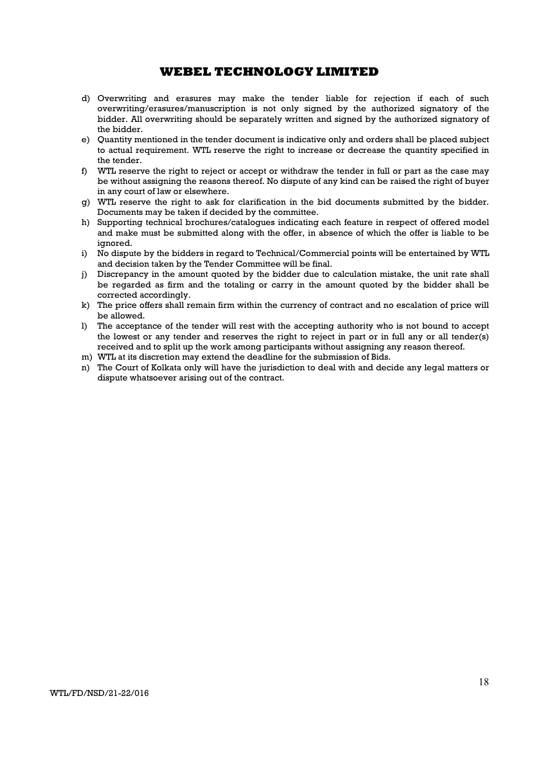d) Overwriting and erasures may make the tender liable for rejection if each of such overwriting/erasures/manuscription is not only signed by the authorized signatory of the bidder. All overwriting should be separately written and signed by the authorized signatory of the bidder.
e) Quantity mentioned in the tender document is indicative only and orders shall be placed subject to actual requirement. WTL reserve the right to increase or decrease the quantity specified in the tender.
f) WTL reserve the right to reject or accept or withdraw the tender in full or part as the case may be without assigning the reasons thereof. No dispute of any kind can be raised the right of buyer in any court of law or elsewhere.
g) WTL reserve the right to ask for clarification in the bid documents submitted by the bidder. Documents may be taken if decided by the committee.
h) Supporting technical brochures/catalogues indicating each feature in respect of offered model and make must be submitted along with the offer, in absence of which the offer is liable to be ignored.
i) No dispute by the bidders in regard to Technical/Commercial points will be entertained by WTL and decision taken by the Tender Committee will be final.
j) Discrepancy in the amount quoted by the bidder due to calculation mistake, the unit rate shall be regarded as firm and the totaling or carry in the amount quoted by the bidder shall be corrected accordingly.
k) The price offers shall remain firm within the currency of contract and no escalation of price will be allowed.
l) The acceptance of the tender will rest with the accepting authority who is not bound to accept the lowest or any tender and reserves the right to reject in part or in full any or all tender(s) received and to split up the work among participants without assigning any reason thereof.
m) WTL at its discretion may extend the deadline for the submission of Bids.
n) The Court of Kolkata only will have the jurisdiction to deal with and decide any legal matters or dispute whatsoever arising out of the contract.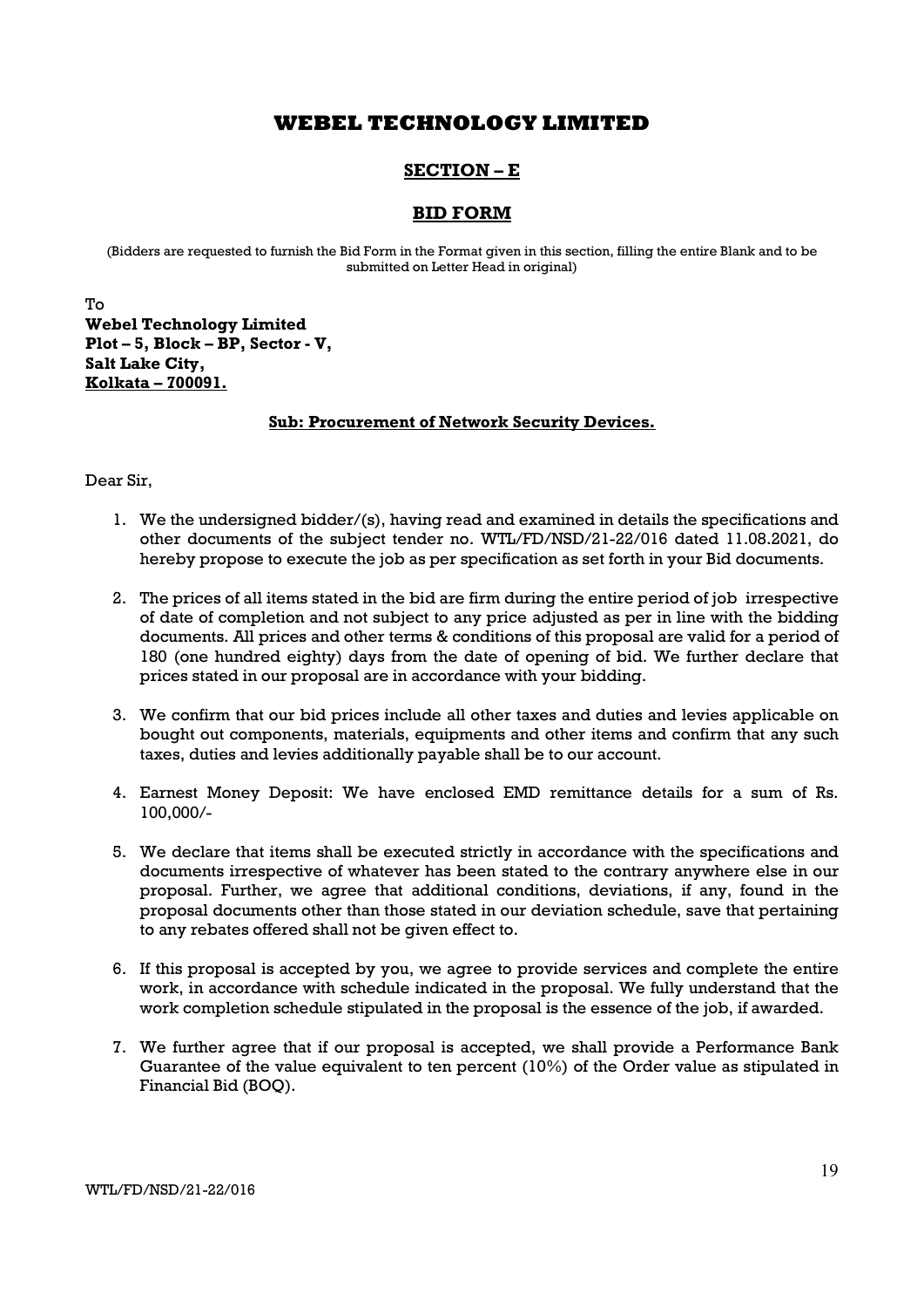# WEBEL TECHNOLOGY LIMITED

## SECTION – E

## BID FORM

(Bidders are requested to furnish the Bid Form in the Format given in this section, filling the entire Blank and to be submitted on Letter Head in original)

To
**Webel Technology Limited**
**Plot – 5, Block – BP, Sector - V,**
**Salt Lake City,**
**Kolkata – 700091.**

**Sub: Procurement of Network Security Devices.**

Dear Sir,

1. We the undersigned bidder/(s), having read and examined in details the specifications and other documents of the subject tender no. WTL/FD/NSD/21-22/016 dated 11.08.2021, do hereby propose to execute the job as per specification as set forth in your Bid documents.

2. The prices of all items stated in the bid are firm during the entire period of job irrespective of date of completion and not subject to any price adjusted as per in line with the bidding documents. All prices and other terms & conditions of this proposal are valid for a period of 180 (one hundred eighty) days from the date of opening of bid. We further declare that prices stated in our proposal are in accordance with your bidding.

3. We confirm that our bid prices include all other taxes and duties and levies applicable on bought out components, materials, equipments and other items and confirm that any such taxes, duties and levies additionally payable shall be to our account.

4. Earnest Money Deposit: We have enclosed EMD remittance details for a sum of Rs. 100,000/-

5. We declare that items shall be executed strictly in accordance with the specifications and documents irrespective of whatever has been stated to the contrary anywhere else in our proposal. Further, we agree that additional conditions, deviations, if any, found in the proposal documents other than those stated in our deviation schedule, save that pertaining to any rebates offered shall not be given effect to.

6. If this proposal is accepted by you, we agree to provide services and complete the entire work, in accordance with schedule indicated in the proposal. We fully understand that the work completion schedule stipulated in the proposal is the essence of the job, if awarded.

7. We further agree that if our proposal is accepted, we shall provide a Performance Bank Guarantee of the value equivalent to ten percent (10%) of the Order value as stipulated in Financial Bid (BOQ).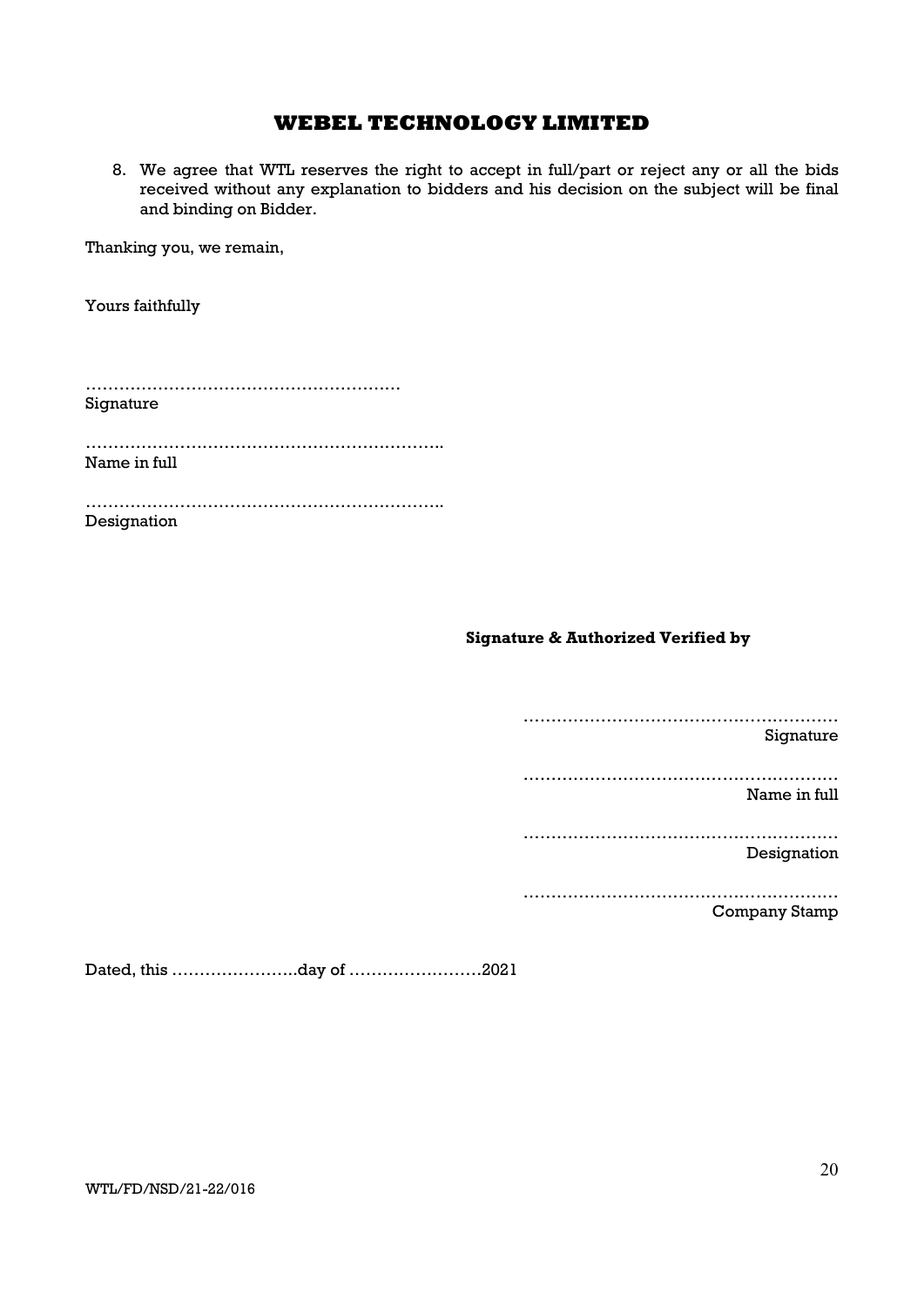# WEBEL TECHNOLOGY LIMITED

8. We agree that WTL reserves the right to accept in full/part or reject any or all the bids received without any explanation to bidders and his decision on the subject will be final and binding on Bidder.

Thanking you, we remain,

Yours faithfully

…………………………………………………
Signature

………………………………………………………..
Name in full

………………………………………………………..
Designation

**Signature & Authorized Verified by**

…………………………………………………
Signature

…………………………………………………
Name in full

…………………………………………………
Designation

…………………………………………………
Company Stamp

Dated, this …………………..day of ……………………2021

WTL/FD/NSD/21-22/016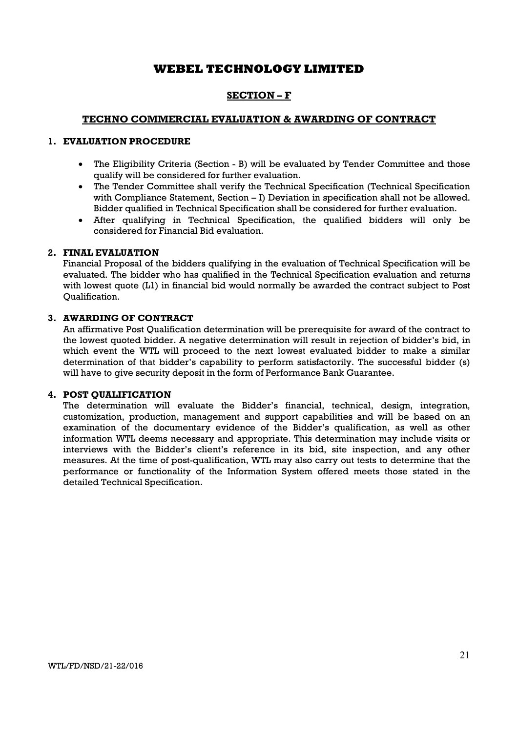# WEBEL TECHNOLOGY LIMITED

## SECTION – F

## TECHNO COMMERCIAL EVALUATION & AWARDING OF CONTRACT

### 1. EVALUATION PROCEDURE

- The Eligibility Criteria (Section - B) will be evaluated by Tender Committee and those qualify will be considered for further evaluation.
- The Tender Committee shall verify the Technical Specification (Technical Specification with Compliance Statement, Section – I) Deviation in specification shall not be allowed. Bidder qualified in Technical Specification shall be considered for further evaluation.
- After qualifying in Technical Specification, the qualified bidders will only be considered for Financial Bid evaluation.

### 2. FINAL EVALUATION

Financial Proposal of the bidders qualifying in the evaluation of Technical Specification will be evaluated. The bidder who has qualified in the Technical Specification evaluation and returns with lowest quote (L1) in financial bid would normally be awarded the contract subject to Post Qualification.

### 3. AWARDING OF CONTRACT

An affirmative Post Qualification determination will be prerequisite for award of the contract to the lowest quoted bidder. A negative determination will result in rejection of bidder's bid, in which event the WTL will proceed to the next lowest evaluated bidder to make a similar determination of that bidder's capability to perform satisfactorily. The successful bidder (s) will have to give security deposit in the form of Performance Bank Guarantee.

### 4. POST QUALIFICATION

The determination will evaluate the Bidder's financial, technical, design, integration, customization, production, management and support capabilities and will be based on an examination of the documentary evidence of the Bidder's qualification, as well as other information WTL deems necessary and appropriate. This determination may include visits or interviews with the Bidder's client's reference in its bid, site inspection, and any other measures. At the time of post-qualification, WTL may also carry out tests to determine that the performance or functionality of the Information System offered meets those stated in the detailed Technical Specification.

WTL/FD/NSD/21-22/016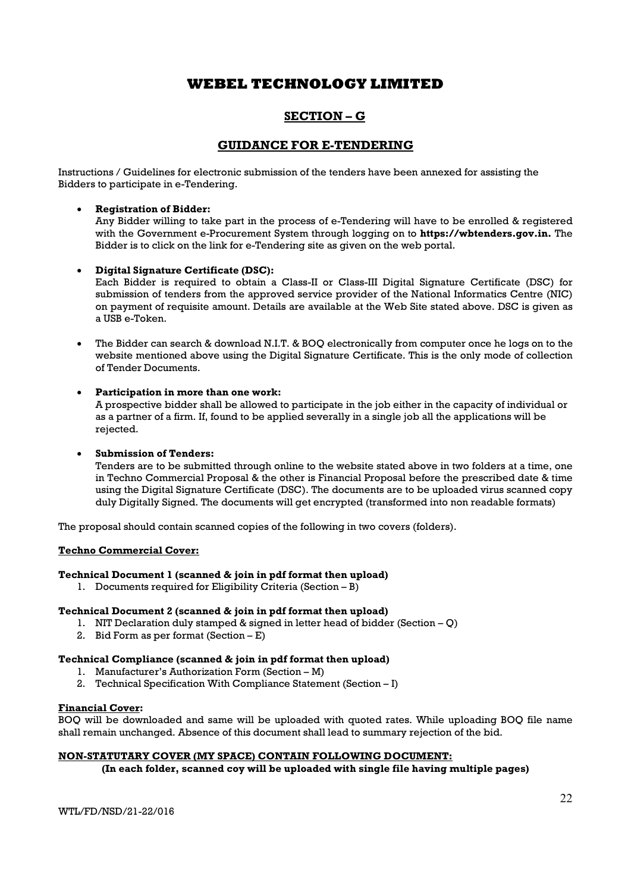# WEBEL TECHNOLOGY LIMITED

## SECTION – G

## GUIDANCE FOR E-TENDERING

Instructions / Guidelines for electronic submission of the tenders have been annexed for assisting the Bidders to participate in e-Tendering.

- **Registration of Bidder:**
  Any Bidder willing to take part in the process of e-Tendering will have to be enrolled & registered with the Government e-Procurement System through logging on to **https://wbtenders.gov.in.** The Bidder is to click on the link for e-Tendering site as given on the web portal.

- **Digital Signature Certificate (DSC):**
  Each Bidder is required to obtain a Class-II or Class-III Digital Signature Certificate (DSC) for submission of tenders from the approved service provider of the National Informatics Centre (NIC) on payment of requisite amount. Details are available at the Web Site stated above. DSC is given as a USB e-Token.

- The Bidder can search & download N.I.T. & BOQ electronically from computer once he logs on to the website mentioned above using the Digital Signature Certificate. This is the only mode of collection of Tender Documents.

- **Participation in more than one work:**
  A prospective bidder shall be allowed to participate in the job either in the capacity of individual or as a partner of a firm. If, found to be applied severally in a single job all the applications will be rejected.

- **Submission of Tenders:**
  Tenders are to be submitted through online to the website stated above in two folders at a time, one in Techno Commercial Proposal & the other is Financial Proposal before the prescribed date & time using the Digital Signature Certificate (DSC). The documents are to be uploaded virus scanned copy duly Digitally Signed. The documents will get encrypted (transformed into non readable formats)

The proposal should contain scanned copies of the following in two covers (folders).

**Techno Commercial Cover:**

**Technical Document 1 (scanned & join in pdf format then upload)**

1. Documents required for Eligibility Criteria (Section – B)

**Technical Document 2 (scanned & join in pdf format then upload)**

1. NIT Declaration duly stamped & signed in letter head of bidder (Section – Q)
2. Bid Form as per format (Section – E)

**Technical Compliance (scanned & join in pdf format then upload)**

1. Manufacturer's Authorization Form (Section – M)
2. Technical Specification With Compliance Statement (Section – I)

**Financial Cover:**
BOQ will be downloaded and same will be uploaded with quoted rates. While uploading BOQ file name shall remain unchanged. Absence of this document shall lead to summary rejection of the bid.

**NON-STATUTARY COVER (MY SPACE) CONTAIN FOLLOWING DOCUMENT:**

**(In each folder, scanned coy will be uploaded with single file having multiple pages)**

WTL/FD/NSD/21-22/016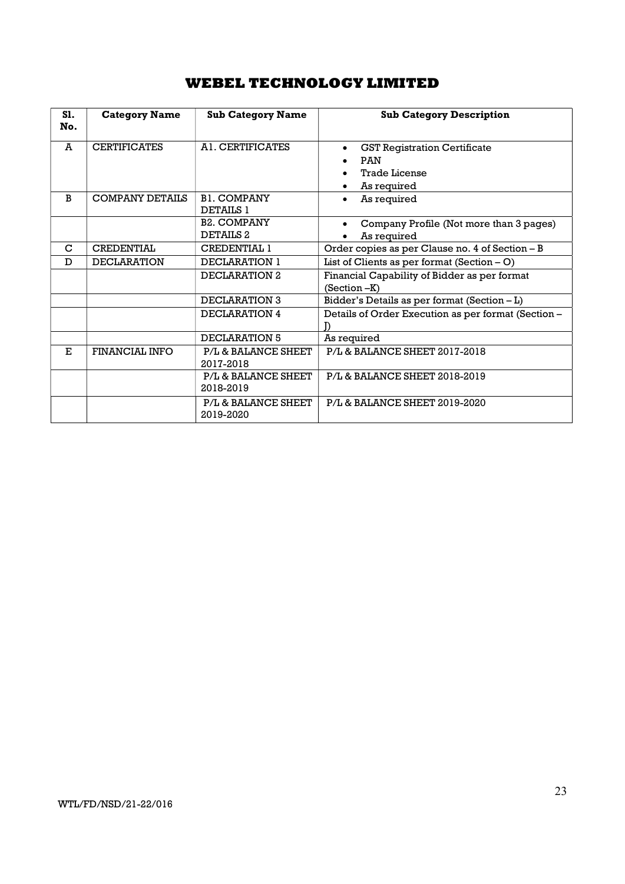# WEBEL TECHNOLOGY LIMITED

| Sl. No. | Category Name | Sub Category Name | Sub Category Description |
|---|---|---|---|
| A | CERTIFICATES | A1. CERTIFICATES | • GST Registration Certificate<br>• PAN<br>• Trade License<br>• As required |
| B | COMPANY DETAILS | B1. COMPANY DETAILS 1 | • As required |
| | | B2. COMPANY DETAILS 2 | • Company Profile (Not more than 3 pages)<br>• As required |
| C | CREDENTIAL | CREDENTIAL 1 | Order copies as per Clause no. 4 of Section – B |
| D | DECLARATION | DECLARATION 1 | List of Clients as per format (Section – O) |
| | | DECLARATION 2 | Financial Capability of Bidder as per format (Section –K) |
| | | DECLARATION 3 | Bidder's Details as per format (Section – L) |
| | | DECLARATION 4 | Details of Order Execution as per format (Section – J) |
| | | DECLARATION 5 | As required |
| E | FINANCIAL INFO | P/L & BALANCE SHEET 2017-2018 | P/L & BALANCE SHEET 2017-2018 |
| | | P/L & BALANCE SHEET 2018-2019 | P/L & BALANCE SHEET 2018-2019 |
| | | P/L & BALANCE SHEET 2019-2020 | P/L & BALANCE SHEET 2019-2020 |

WTL/FD/NSD/21-22/016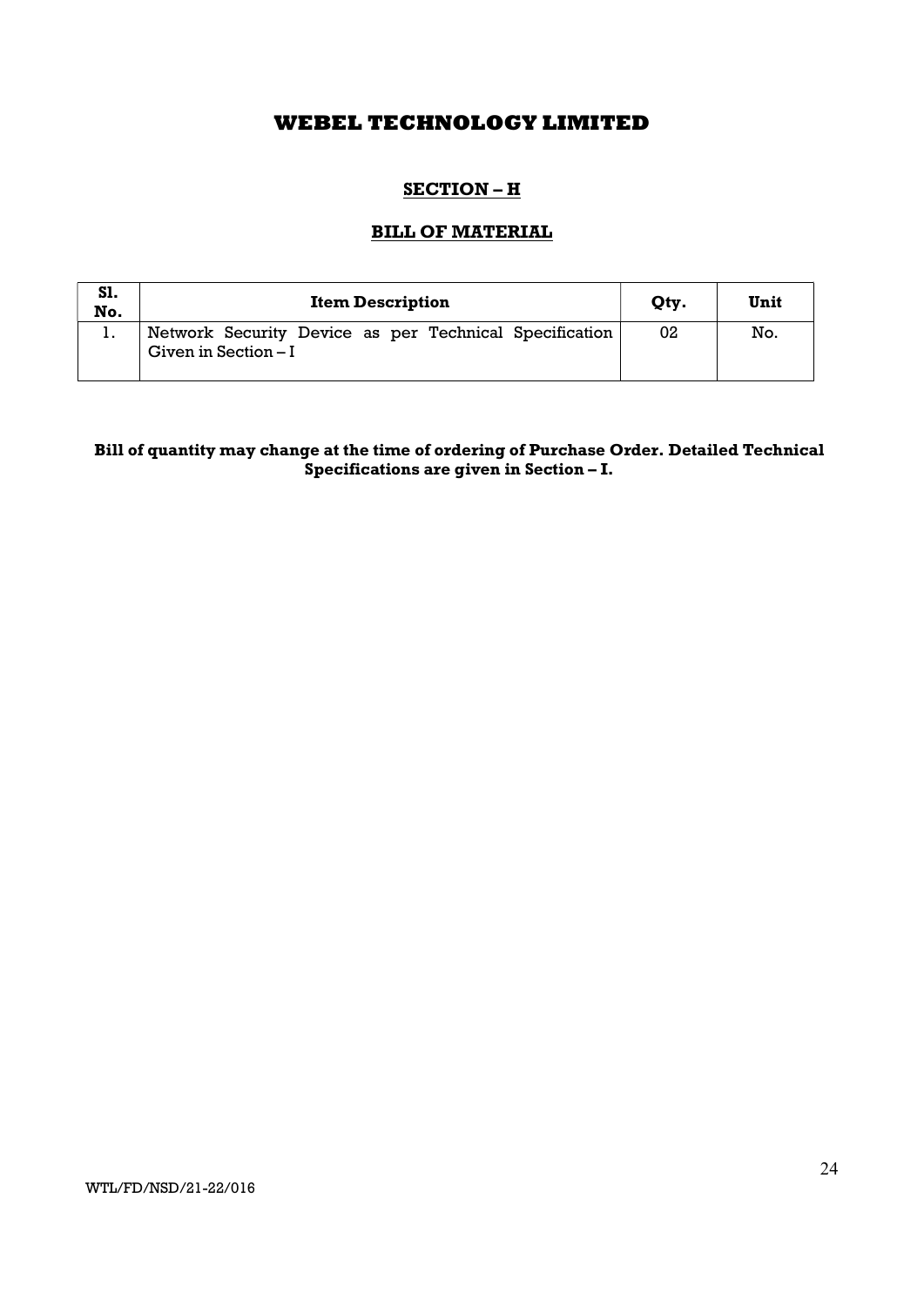# WEBEL TECHNOLOGY LIMITED

## SECTION – H

## BILL OF MATERIAL

| Sl. No. | Item Description | Qty. | Unit |
|---|---|---|---|
| 1. | Network Security Device as per Technical Specification Given in Section – I | 02 | No. |

**Bill of quantity may change at the time of ordering of Purchase Order. Detailed Technical Specifications are given in Section – I.**

WTL/FD/NSD/21-22/016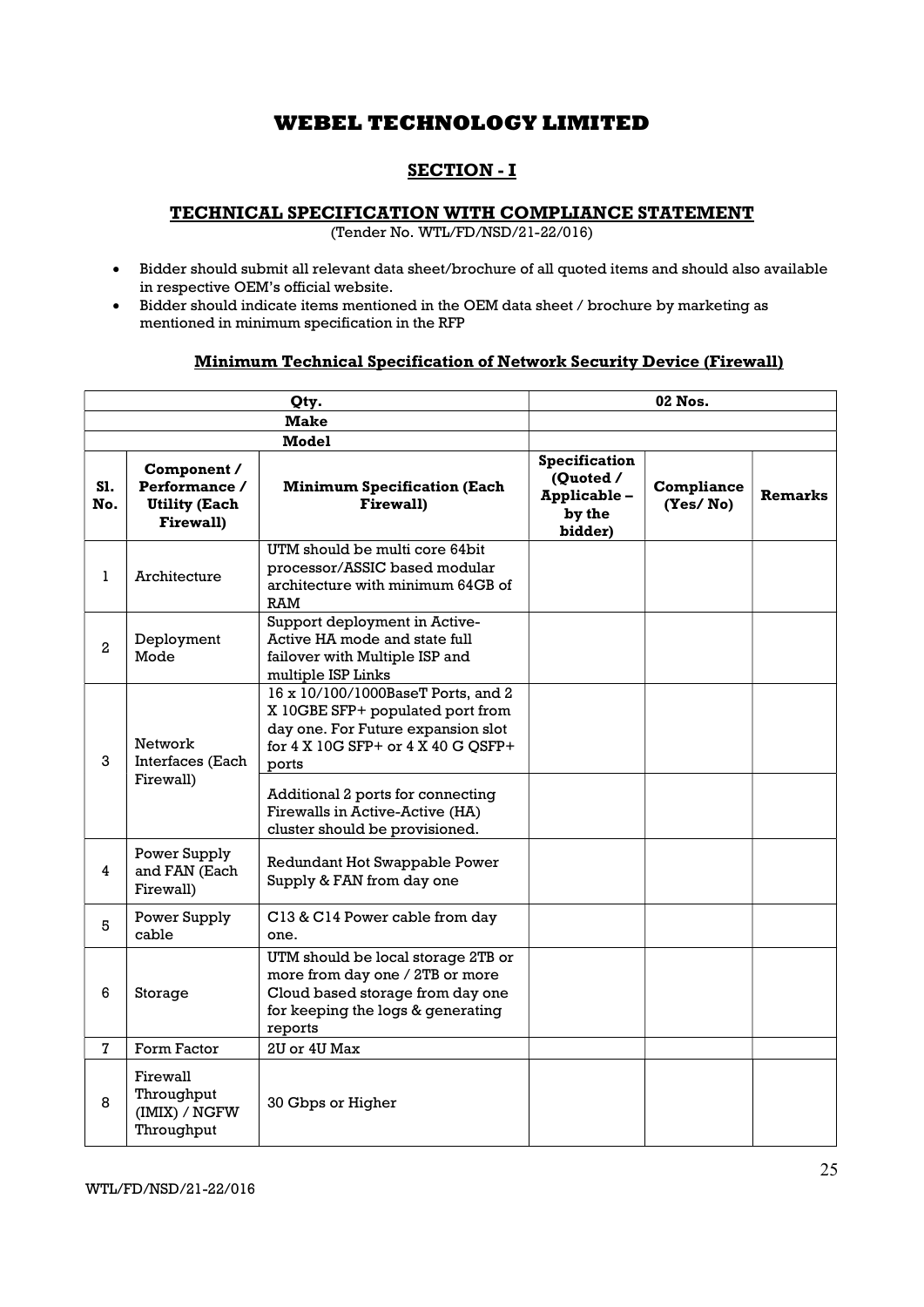# WEBEL TECHNOLOGY LIMITED

## SECTION - I

### TECHNICAL SPECIFICATION WITH COMPLIANCE STATEMENT

(Tender No. WTL/FD/NSD/21-22/016)

- Bidder should submit all relevant data sheet/brochure of all quoted items and should also available in respective OEM's official website.
- Bidder should indicate items mentioned in the OEM data sheet / brochure by marketing as mentioned in minimum specification in the RFP

#### Minimum Technical Specification of Network Security Device (Firewall)

| | | Qty. | 02 Nos. | | |
|---|---|---|---|---|---|
| | | Make | | | |
| | | Model | | | |
| Sl. No. | Component / Performance / Utility (Each Firewall) | Minimum Specification (Each Firewall) | Specification (Quoted / Applicable – by the bidder) | Compliance (Yes/ No) | Remarks |
| 1 | Architecture | UTM should be multi core 64bit processor/ASSIC based modular architecture with minimum 64GB of RAM | | | |
| 2 | Deployment Mode | Support deployment in Active-Active HA mode and state full failover with Multiple ISP and multiple ISP Links | | | |
| 3 | Network Interfaces (Each Firewall) | 16 x 10/100/1000BaseT Ports, and 2 X 10GBE SFP+ populated port from day one. For Future expansion slot for 4 X 10G SFP+ or 4 X 40 G QSFP+ ports | | | |
| | | Additional 2 ports for connecting Firewalls in Active-Active (HA) cluster should be provisioned. | | | |
| 4 | Power Supply and FAN (Each Firewall) | Redundant Hot Swappable Power Supply & FAN from day one | | | |
| 5 | Power Supply cable | C13 & C14 Power cable from day one. | | | |
| 6 | Storage | UTM should be local storage 2TB or more from day one / 2TB or more Cloud based storage from day one for keeping the logs & generating reports | | | |
| 7 | Form Factor | 2U or 4U Max | | | |
| 8 | Firewall Throughput (IMIX) / NGFW Throughput | 30 Gbps or Higher | | | |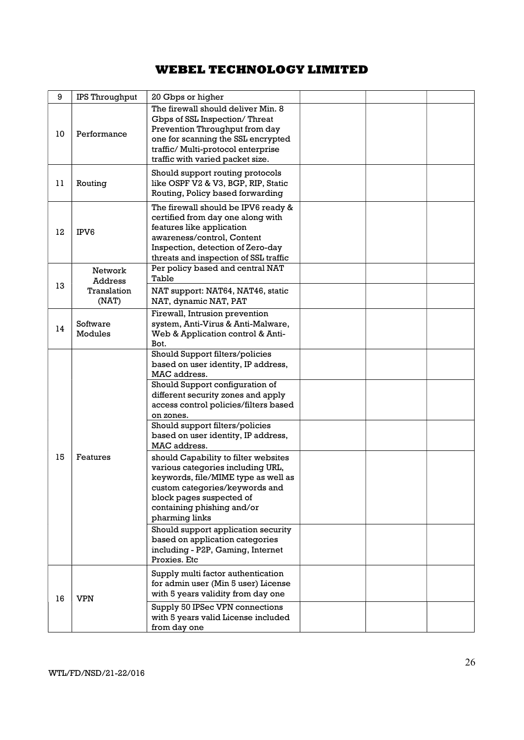# WEBEL TECHNOLOGY LIMITED

| | | | | | |
|---|---|---|---|---|---|
| 9 | IPS Throughput | 20 Gbps or higher | | | |
| 10 | Performance | The firewall should deliver Min. 8 Gbps of SSL Inspection/ Threat Prevention Throughput from day one for scanning the SSL encrypted traffic/ Multi-protocol enterprise traffic with varied packet size. | | | |
| 11 | Routing | Should support routing protocols like OSPF V2 & V3, BGP, RIP, Static Routing, Policy based forwarding | | | |
| 12 | IPV6 | The firewall should be IPV6 ready & certified from day one along with features like application awareness/control, Content Inspection, detection of Zero-day threats and inspection of SSL traffic | | | |
| 13 | Network Address Translation (NAT) | Per policy based and central NAT Table | | | |
| | | NAT support: NAT64, NAT46, static NAT, dynamic NAT, PAT | | | |
| 14 | Software Modules | Firewall, Intrusion prevention system, Anti-Virus & Anti-Malware, Web & Application control & Anti-Bot. | | | |
| 15 | Features | Should Support filters/policies based on user identity, IP address, MAC address. | | | |
| | | Should Support configuration of different security zones and apply access control policies/filters based on zones. | | | |
| | | Should support filters/policies based on user identity, IP address, MAC address. | | | |
| | | should Capability to filter websites various categories including URL, keywords, file/MIME type as well as custom categories/keywords and block pages suspected of containing phishing and/or pharming links | | | |
| | | Should support application security based on application categories including - P2P, Gaming, Internet Proxies. Etc | | | |
| 16 | VPN | Supply multi factor authentication for admin user (Min 5 user) License with 5 years validity from day one | | | |
| | | Supply 50 IPSec VPN connections with 5 years valid License included from day one | | | |

WTL/FD/NSD/21-22/016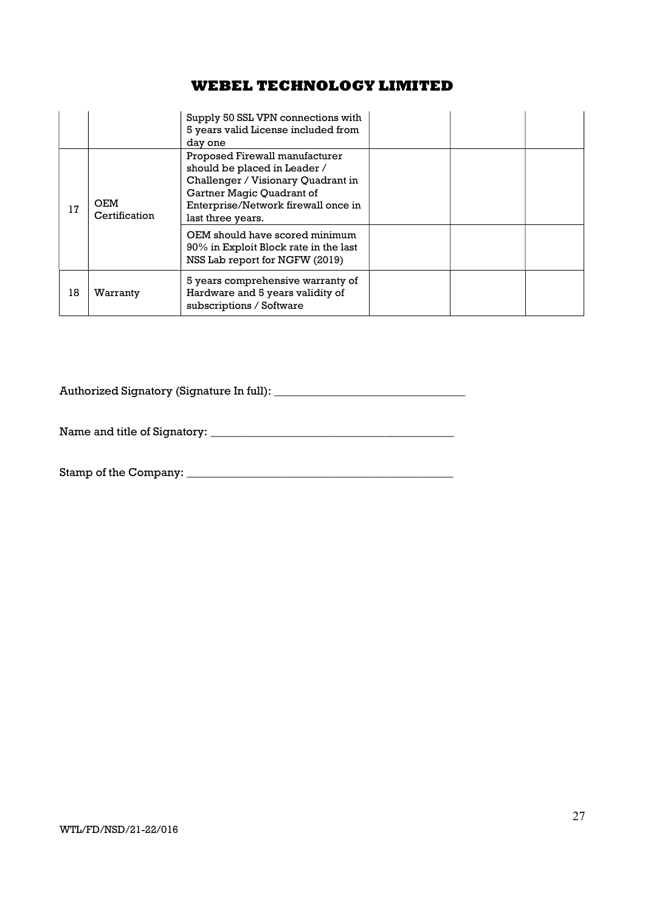| | | | | | |
|---|---|---|---|---|---|
| | | Supply 50 SSL VPN connections with 5 years valid License included from day one | | | |
| 17 | OEM Certification | Proposed Firewall manufacturer should be placed in Leader / Challenger / Visionary Quadrant in Gartner Magic Quadrant of Enterprise/Network firewall once in last three years. | | | |
| | | OEM should have scored minimum 90% in Exploit Block rate in the last NSS Lab report for NGFW (2019) | | | |
| 18 | Warranty | 5 years comprehensive warranty of Hardware and 5 years validity of subscriptions / Software | | | |

Authorized Signatory (Signature In full): _________________________________

Name and title of Signatory: __________________________________________

Stamp of the Company: ______________________________________________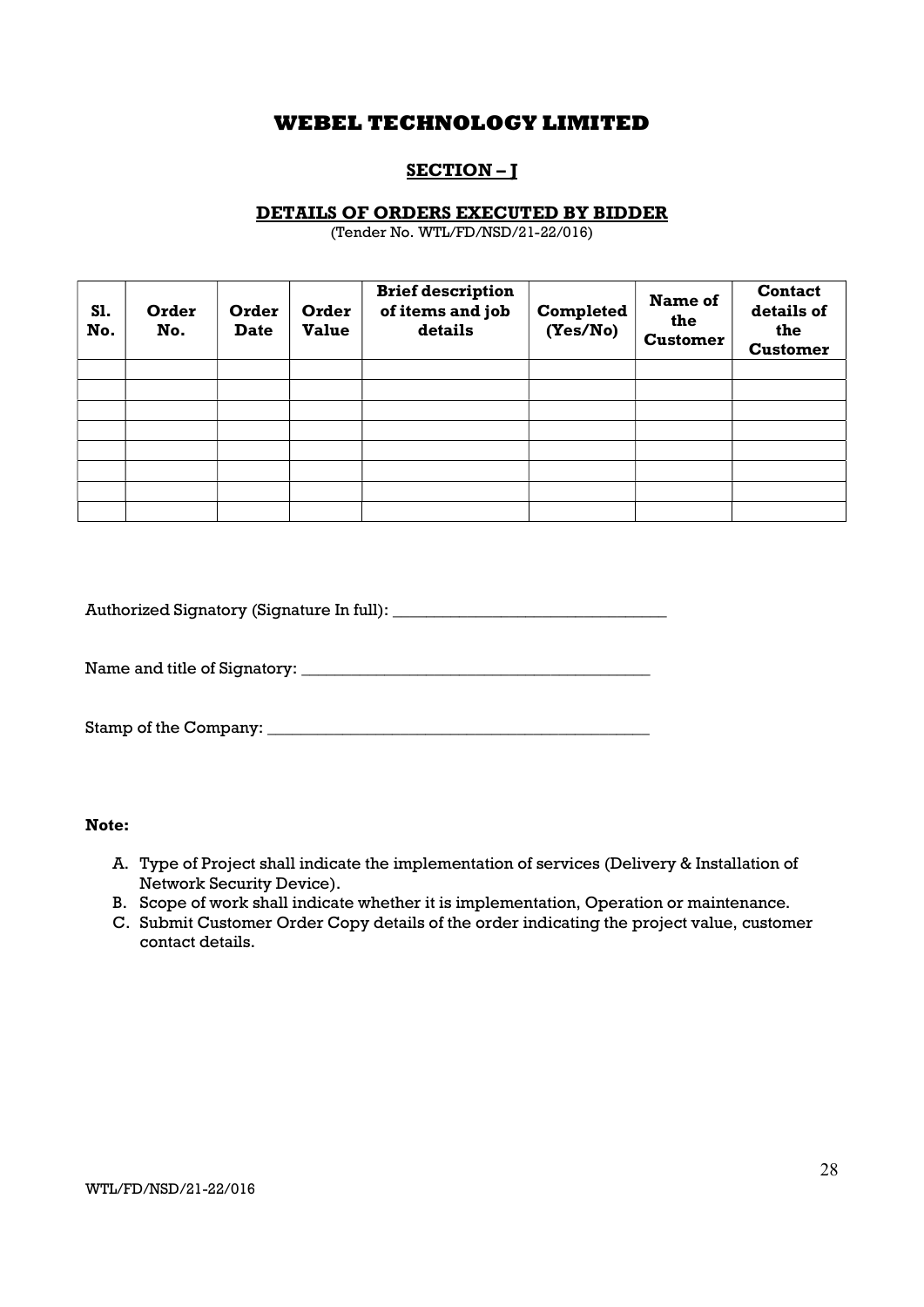# WEBEL TECHNOLOGY LIMITED

## SECTION – J

### DETAILS OF ORDERS EXECUTED BY BIDDER

(Tender No. WTL/FD/NSD/21-22/016)

| Sl. No. | Order No. | Order Date | Order Value | Brief description of items and job details | Completed (Yes/No) | Name of the Customer | Contact details of the Customer |
|---|---|---|---|---|---|---|---|
| | | | | | | | |
| | | | | | | | |
| | | | | | | | |
| | | | | | | | |
| | | | | | | | |
| | | | | | | | |
| | | | | | | | |
| | | | | | | | |

Authorized Signatory (Signature In full): _________________________________

Name and title of Signatory: ____________________________________________

Stamp of the Company: ________________________________________________

**Note:**

A. Type of Project shall indicate the implementation of services (Delivery & Installation of Network Security Device).
B. Scope of work shall indicate whether it is implementation, Operation or maintenance.
C. Submit Customer Order Copy details of the order indicating the project value, customer contact details.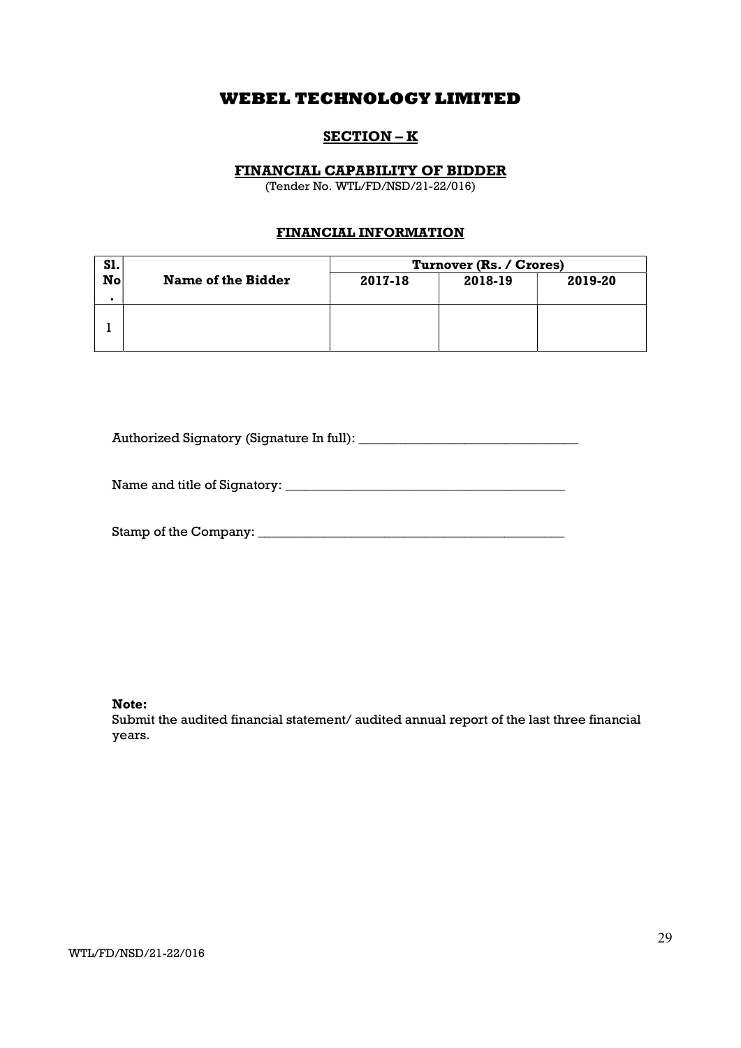# WEBEL TECHNOLOGY LIMITED

## SECTION – K

### FINANCIAL CAPABILITY OF BIDDER

(Tender No. WTL/FD/NSD/21-22/016)

### FINANCIAL INFORMATION

| Sl. No. | Name of the Bidder | Turnover (Rs. / Crores) | | |
|---|---|---|---|---|
| | | 2017-18 | 2018-19 | 2019-20 |
| 1 | | | | |

Authorized Signatory (Signature In full): _________________________________

Name and title of Signatory: __________________________________________

Stamp of the Company: ______________________________________________

**Note:**
Submit the audited financial statement/ audited annual report of the last three financial years.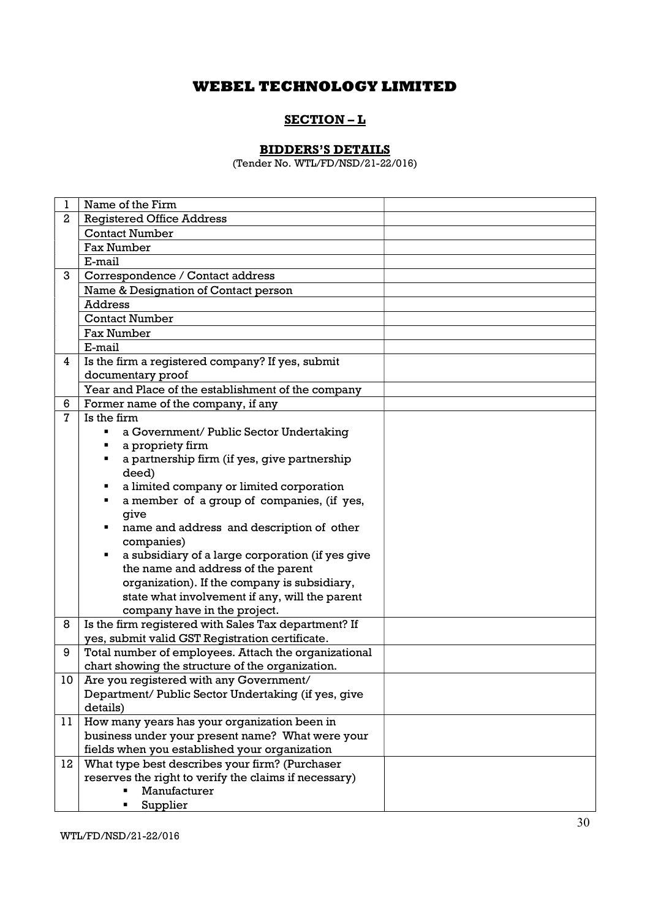# WEBEL TECHNOLOGY LIMITED

## SECTION – L

### BIDDERS'S DETAILS

(Tender No. WTL/FD/NSD/21-22/016)

| | | |
|---|---|---|
| 1 | Name of the Firm | |
| 2 | Registered Office Address | |
| | Contact Number | |
| | Fax Number | |
| | E-mail | |
| 3 | Correspondence / Contact address | |
| | Name & Designation of Contact person | |
| | Address | |
| | Contact Number | |
| | Fax Number | |
| | E-mail | |
| 4 | Is the firm a registered company? If yes, submit documentary proof | |
| | Year and Place of the establishment of the company | |
| 6 | Former name of the company, if any | |
| 7 | Is the firm<br>▪ a Government/ Public Sector Undertaking<br>▪ a propriety firm<br>▪ a partnership firm (if yes, give partnership deed)<br>▪ a limited company or limited corporation<br>▪ a member of a group of companies, (if yes, give<br>▪ name and address and description of other companies)<br>▪ a subsidiary of a large corporation (if yes give the name and address of the parent organization). If the company is subsidiary, state what involvement if any, will the parent company have in the project. | |
| 8 | Is the firm registered with Sales Tax department? If yes, submit valid GST Registration certificate. | |
| 9 | Total number of employees. Attach the organizational chart showing the structure of the organization. | |
| 10 | Are you registered with any Government/ Department/ Public Sector Undertaking (if yes, give details) | |
| 11 | How many years has your organization been in business under your present name? What were your fields when you established your organization | |
| 12 | What type best describes your firm? (Purchaser reserves the right to verify the claims if necessary)<br>▪ Manufacturer<br>▪ Supplier | |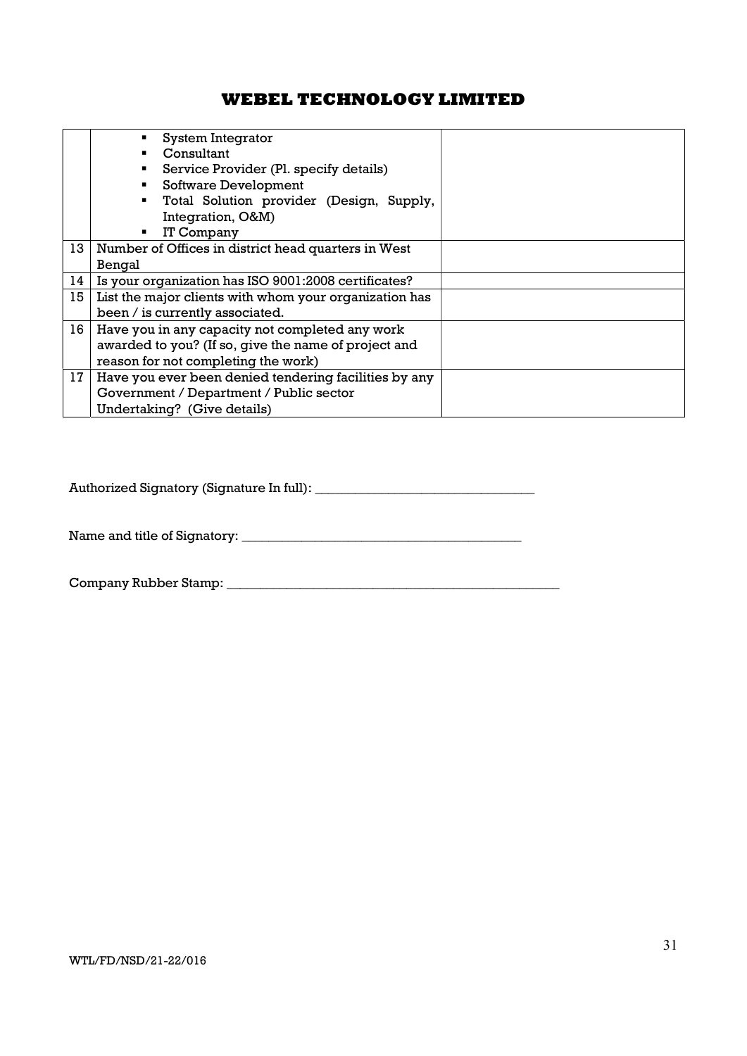| | | |
|---|---|---|
| | ▪ System Integrator<br>▪ Consultant<br>▪ Service Provider (Pl. specify details)<br>▪ Software Development<br>▪ Total Solution provider (Design, Supply, Integration, O&M)<br>▪ IT Company | |
| 13 | Number of Offices in district head quarters in West Bengal | |
| 14 | Is your organization has ISO 9001:2008 certificates? | |
| 15 | List the major clients with whom your organization has been / is currently associated. | |
| 16 | Have you in any capacity not completed any work awarded to you? (If so, give the name of project and reason for not completing the work) | |
| 17 | Have you ever been denied tendering facilities by any Government / Department / Public sector Undertaking? (Give details) | |

Authorized Signatory (Signature In full): _________________________________

Name and title of Signatory: __________________________________________

Company Rubber Stamp: ____________________________________________________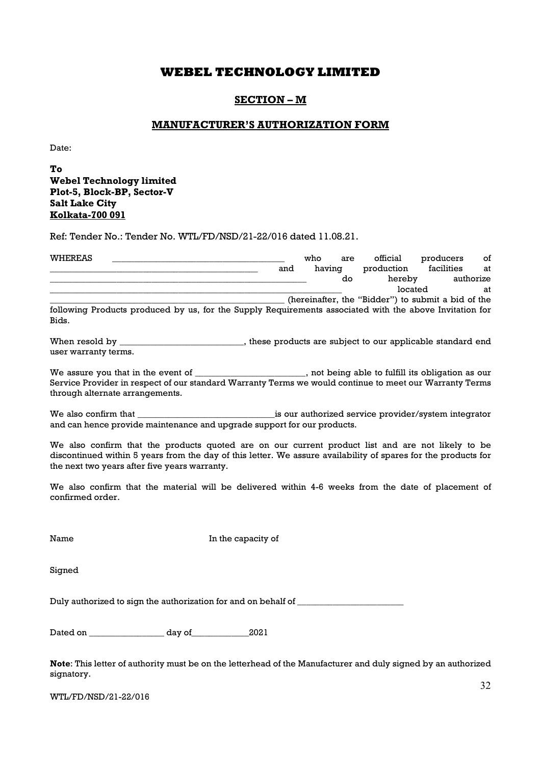# WEBEL TECHNOLOGY LIMITED

## SECTION – M

## MANUFACTURER'S AUTHORIZATION FORM

Date:

**To**
**Webel Technology limited**
**Plot-5, Block-BP, Sector-V**
**Salt Lake City**
**Kolkata-700 091**

Ref: Tender No.: Tender No. WTL/FD/NSD/21-22/016 dated 11.08.21.

WHEREAS ______________________________________ who are official producers of ___________________________________________ and having production facilities at ___________________________________________________________ do hereby authorize __________________________________________________________________ located at _______________________________________________________ (hereinafter, the "Bidder") to submit a bid of the following Products produced by us, for the Supply Requirements associated with the above Invitation for Bids.

When resold by ____________________________, these products are subject to our applicable standard end user warranty terms.

We assure you that in the event of _________________________, not being able to fulfill its obligation as our Service Provider in respect of our standard Warranty Terms we would continue to meet our Warranty Terms through alternate arrangements.

We also confirm that _______________________________is our authorized service provider/system integrator and can hence provide maintenance and upgrade support for our products.

We also confirm that the products quoted are on our current product list and are not likely to be discontinued within 5 years from the day of this letter. We assure availability of spares for the products for the next two years after five years warranty.

We also confirm that the material will be delivered within 4-6 weeks from the date of placement of confirmed order.

Name                                                In the capacity of

Signed

Duly authorized to sign the authorization for and on behalf of ________________________

Dated on _________________ day of_____________2021

**Note**: This letter of authority must be on the letterhead of the Manufacturer and duly signed by an authorized signatory.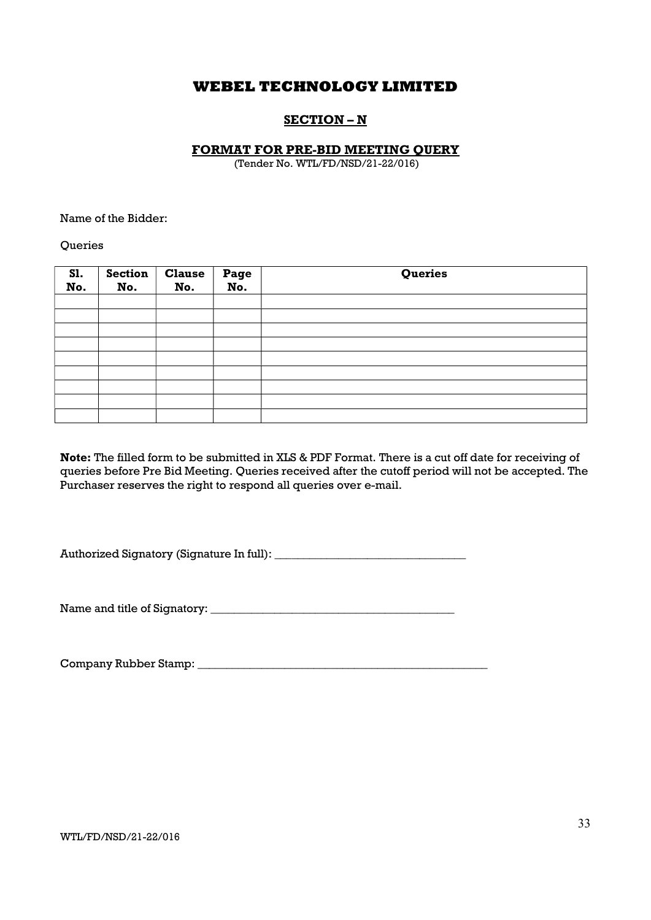# WEBEL TECHNOLOGY LIMITED

## SECTION – N

### FORMAT FOR PRE-BID MEETING QUERY

(Tender No. WTL/FD/NSD/21-22/016)

Name of the Bidder:

Queries

| Sl. No. | Section No. | Clause No. | Page No. | Queries |
|---|---|---|---|---|
| | | | | |
| | | | | |
| | | | | |
| | | | | |
| | | | | |
| | | | | |
| | | | | |
| | | | | |
| | | | | |

**Note:** The filled form to be submitted in XLS & PDF Format. There is a cut off date for receiving of queries before Pre Bid Meeting. Queries received after the cutoff period will not be accepted. The Purchaser reserves the right to respond all queries over e-mail.

Authorized Signatory (Signature In full): _________________________________

Name and title of Signatory: __________________________________________

Company Rubber Stamp: ____________________________________________________

WTL/FD/NSD/21-22/016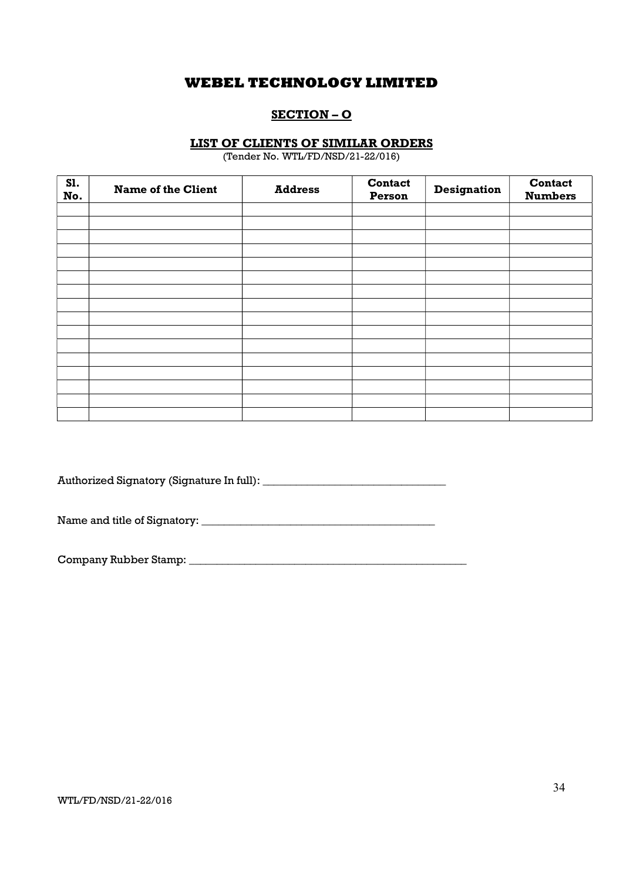# WEBEL TECHNOLOGY LIMITED

## SECTION – O

### LIST OF CLIENTS OF SIMILAR ORDERS

(Tender No. WTL/FD/NSD/21-22/016)

| Sl. No. | Name of the Client | Address | Contact Person | Designation | Contact Numbers |
|---|---|---|---|---|---|
| | | | | | |
| | | | | | |
| | | | | | |
| | | | | | |
| | | | | | |
| | | | | | |
| | | | | | |
| | | | | | |
| | | | | | |
| | | | | | |
| | | | | | |
| | | | | | |
| | | | | | |
| | | | | | |
| | | | | | |
| | | | | | |

Authorized Signatory (Signature In full): _________________________________

Name and title of Signatory: __________________________________________

Company Rubber Stamp: ____________________________________________________

WTL/FD/NSD/21-22/016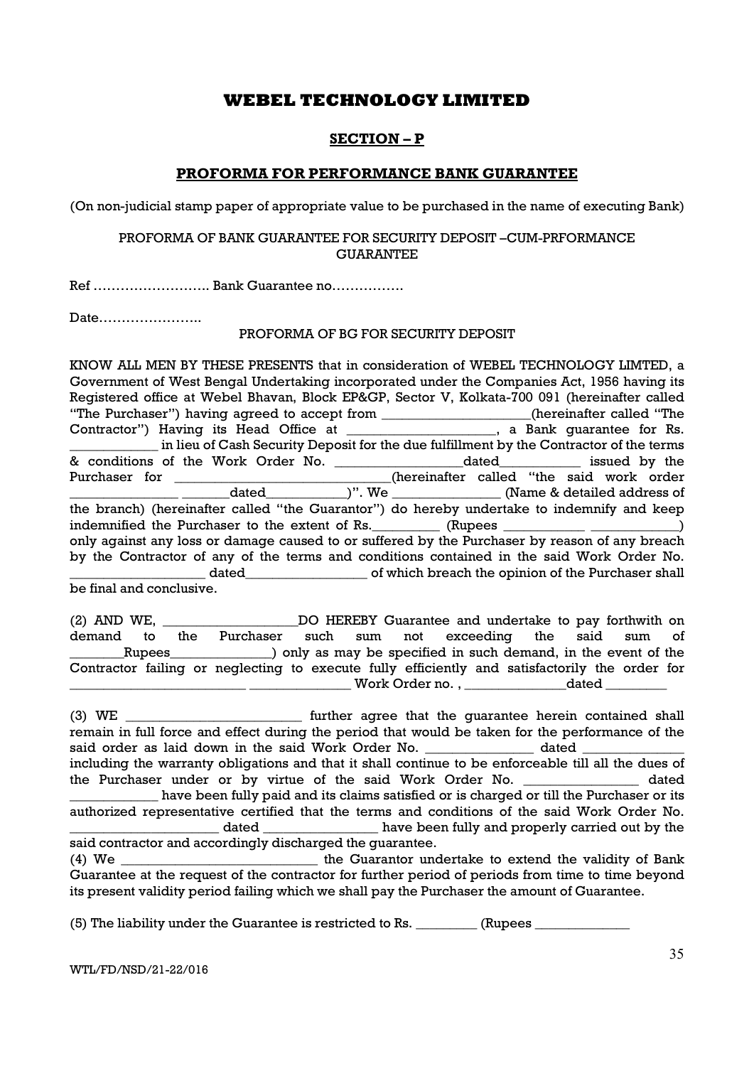# WEBEL TECHNOLOGY LIMITED

## SECTION – P

## PROFORMA FOR PERFORMANCE BANK GUARANTEE

(On non-judicial stamp paper of appropriate value to be purchased in the name of executing Bank)

PROFORMA OF BANK GUARANTEE FOR SECURITY DEPOSIT –CUM-PRFORMANCE GUARANTEE

Ref …………………….. Bank Guarantee no…………….

Date…………………..

PROFORMA OF BG FOR SECURITY DEPOSIT

KNOW ALL MEN BY THESE PRESENTS that in consideration of WEBEL TECHNOLOGY LIMTED, a Government of West Bengal Undertaking incorporated under the Companies Act, 1956 having its Registered office at Webel Bhavan, Block EP&GP, Sector V, Kolkata-700 091 (hereinafter called "The Purchaser") having agreed to accept from ____________________(hereinafter called "The Contractor") Having its Head Office at ____________________, a Bank guarantee for Rs. ____________ in lieu of Cash Security Deposit for the due fulfillment by the Contractor of the terms & conditions of the Work Order No. _________________dated___________ issued by the Purchaser for ______________________________(hereinafter called "the said work order _______________ _______dated___________)". We _______________ (Name & detailed address of the branch) (hereinafter called "the Guarantor") do hereby undertake to indemnify and keep indemnified the Purchaser to the extent of Rs._________ (Rupees ___________ ____________) only against any loss or damage caused to or suffered by the Purchaser by reason of any breach by the Contractor of any of the terms and conditions contained in the said Work Order No. __________________ dated_________________ of which breach the opinion of the Purchaser shall be final and conclusive.

(2) AND WE, __________________DO HEREBY Guarantee and undertake to pay forthwith on demand to the Purchaser such sum not exceeding the said sum of ________Rupees______________) only as may be specified in such demand, in the event of the Contractor failing or neglecting to execute fully efficiently and satisfactorily the order for ________________________ ______________ Work Order no. , ______________dated ________

(3) WE ________________________ further agree that the guarantee herein contained shall remain in full force and effect during the period that would be taken for the performance of the said order as laid down in the said Work Order No. _______________ dated ______________ including the warranty obligations and that it shall continue to be enforceable till all the dues of the Purchaser under or by virtue of the said Work Order No. _______________ dated ____________ have been fully paid and its claims satisfied or is charged or till the Purchaser or its authorized representative certified that the terms and conditions of the said Work Order No. _____________________ dated ________________ have been fully and properly carried out by the said contractor and accordingly discharged the guarantee.

(4) We ____________________________ the Guarantor undertake to extend the validity of Bank Guarantee at the request of the contractor for further period of periods from time to time beyond its present validity period failing which we shall pay the Purchaser the amount of Guarantee.

(5) The liability under the Guarantee is restricted to Rs. _________ (Rupees _____________

WTL/FD/NSD/21-22/016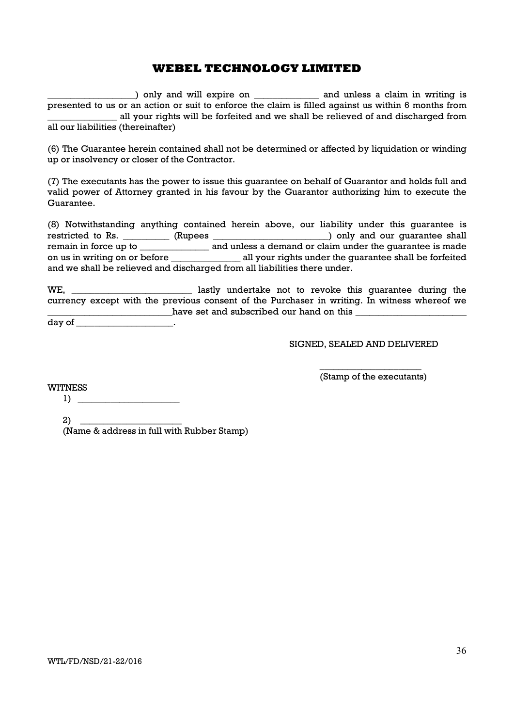# WEBEL TECHNOLOGY LIMITED

__________________) only and will expire on _____________ and unless a claim in writing is presented to us or an action or suit to enforce the claim is filled against us within 6 months from ______________ all your rights will be forfeited and we shall be relieved of and discharged from all our liabilities (thereinafter)

(6) The Guarantee herein contained shall not be determined or affected by liquidation or winding up or insolvency or closer of the Contractor.

(7) The executants has the power to issue this guarantee on behalf of Guarantor and holds full and valid power of Attorney granted in his favour by the Guarantor authorizing him to execute the Guarantee.

(8) Notwithstanding anything contained herein above, our liability under this guarantee is restricted to Rs. _________ (Rupees _______________________) only and our guarantee shall remain in force up to ______________ and unless a demand or claim under the guarantee is made on us in writing on or before ______________ all your rights under the guarantee shall be forfeited and we shall be relieved and discharged from all liabilities there under.

WE, ________________________ lastly undertake not to revoke this guarantee during the currency except with the previous consent of the Purchaser in writing. In witness whereof we _________________________have set and subscribed our hand on this _______________________ day of ___________________.

SIGNED, SEALED AND DELIVERED

_____________________
(Stamp of the executants)

WITNESS

1) _____________________

2) _____________________
(Name & address in full with Rubber Stamp)

WTL/FD/NSD/21-22/016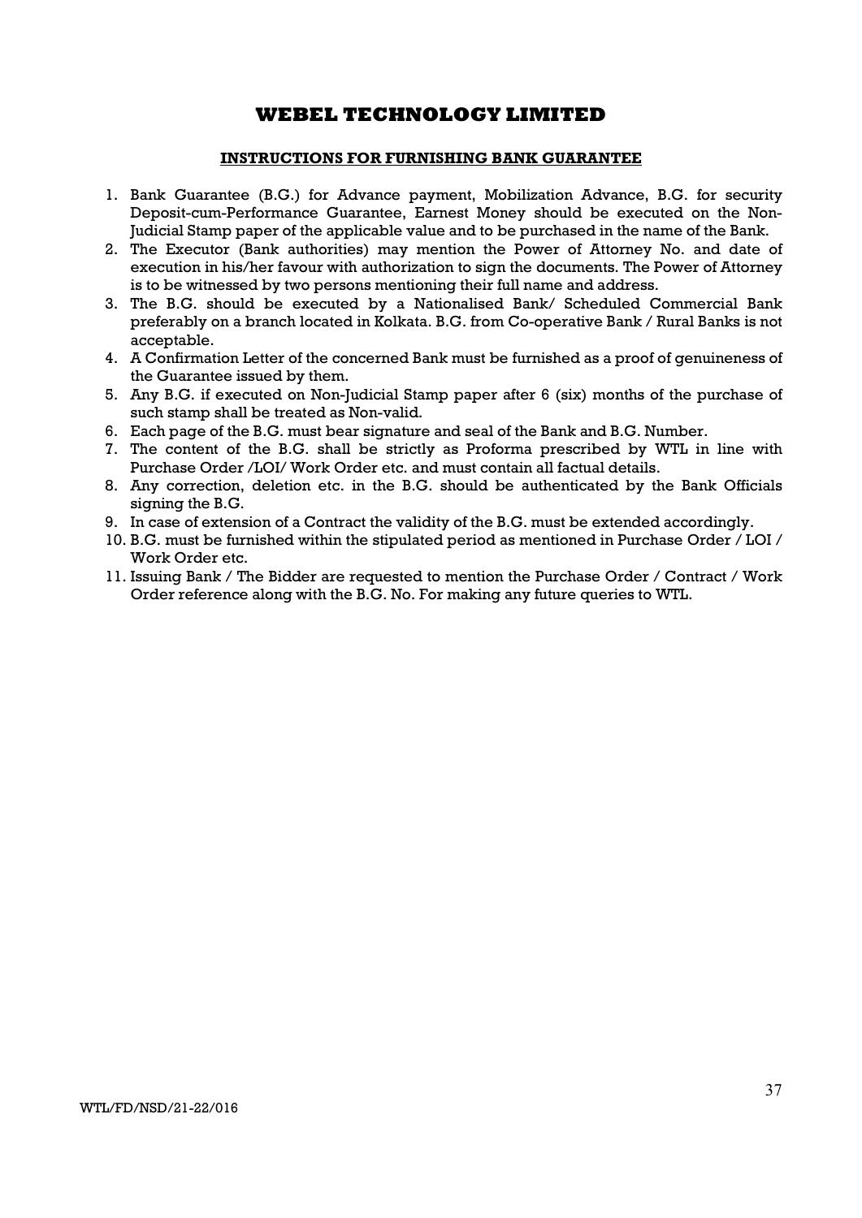# WEBEL TECHNOLOGY LIMITED

## INSTRUCTIONS FOR FURNISHING BANK GUARANTEE

1. Bank Guarantee (B.G.) for Advance payment, Mobilization Advance, B.G. for security Deposit-cum-Performance Guarantee, Earnest Money should be executed on the Non-Judicial Stamp paper of the applicable value and to be purchased in the name of the Bank.
2. The Executor (Bank authorities) may mention the Power of Attorney No. and date of execution in his/her favour with authorization to sign the documents. The Power of Attorney is to be witnessed by two persons mentioning their full name and address.
3. The B.G. should be executed by a Nationalised Bank/ Scheduled Commercial Bank preferably on a branch located in Kolkata. B.G. from Co-operative Bank / Rural Banks is not acceptable.
4. A Confirmation Letter of the concerned Bank must be furnished as a proof of genuineness of the Guarantee issued by them.
5. Any B.G. if executed on Non-Judicial Stamp paper after 6 (six) months of the purchase of such stamp shall be treated as Non-valid.
6. Each page of the B.G. must bear signature and seal of the Bank and B.G. Number.
7. The content of the B.G. shall be strictly as Proforma prescribed by WTL in line with Purchase Order /LOI/ Work Order etc. and must contain all factual details.
8. Any correction, deletion etc. in the B.G. should be authenticated by the Bank Officials signing the B.G.
9. In case of extension of a Contract the validity of the B.G. must be extended accordingly.
10. B.G. must be furnished within the stipulated period as mentioned in Purchase Order / LOI / Work Order etc.
11. Issuing Bank / The Bidder are requested to mention the Purchase Order / Contract / Work Order reference along with the B.G. No. For making any future queries to WTL.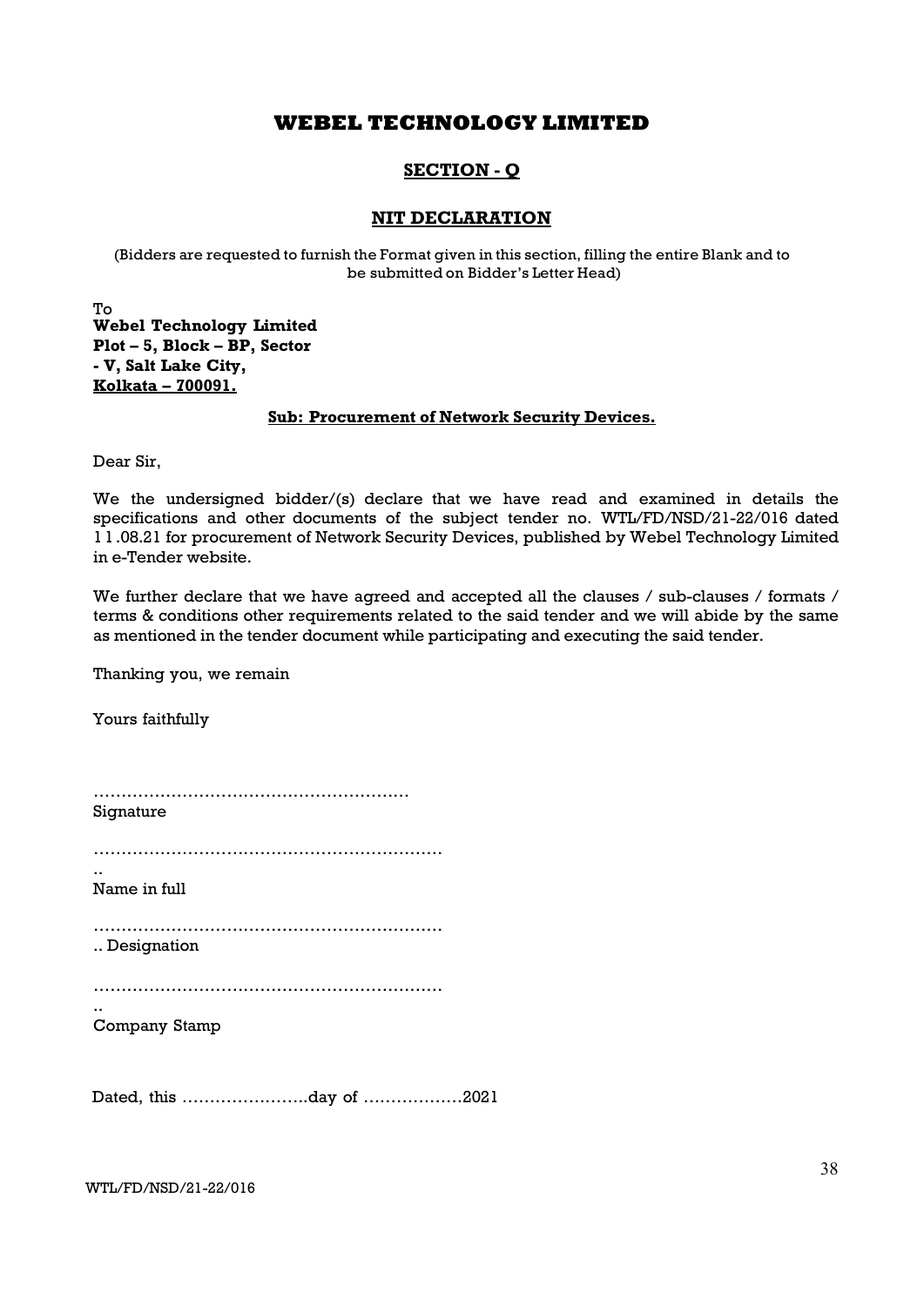# WEBEL TECHNOLOGY LIMITED

## SECTION - Q

## NIT DECLARATION

(Bidders are requested to furnish the Format given in this section, filling the entire Blank and to be submitted on Bidder's Letter Head)

To
**Webel Technology Limited**
**Plot – 5, Block – BP, Sector - V, Salt Lake City,**
**Kolkata – 700091.**

**Sub: Procurement of Network Security Devices.**

Dear Sir,

We the undersigned bidder/(s) declare that we have read and examined in details the specifications and other documents of the subject tender no. WTL/FD/NSD/21-22/016 dated 1 1.08.21 for procurement of Network Security Devices, published by Webel Technology Limited in e-Tender website.

We further declare that we have agreed and accepted all the clauses / sub-clauses / formats / terms & conditions other requirements related to the said tender and we will abide by the same as mentioned in the tender document while participating and executing the said tender.

Thanking you, we remain

Yours faithfully

…………………………………………………
Signature

………………………………………………………..
Name in full

………………………………………………………..
.. Designation

………………………………………………………..
Company Stamp

Dated, this …………………..day of ………………2021